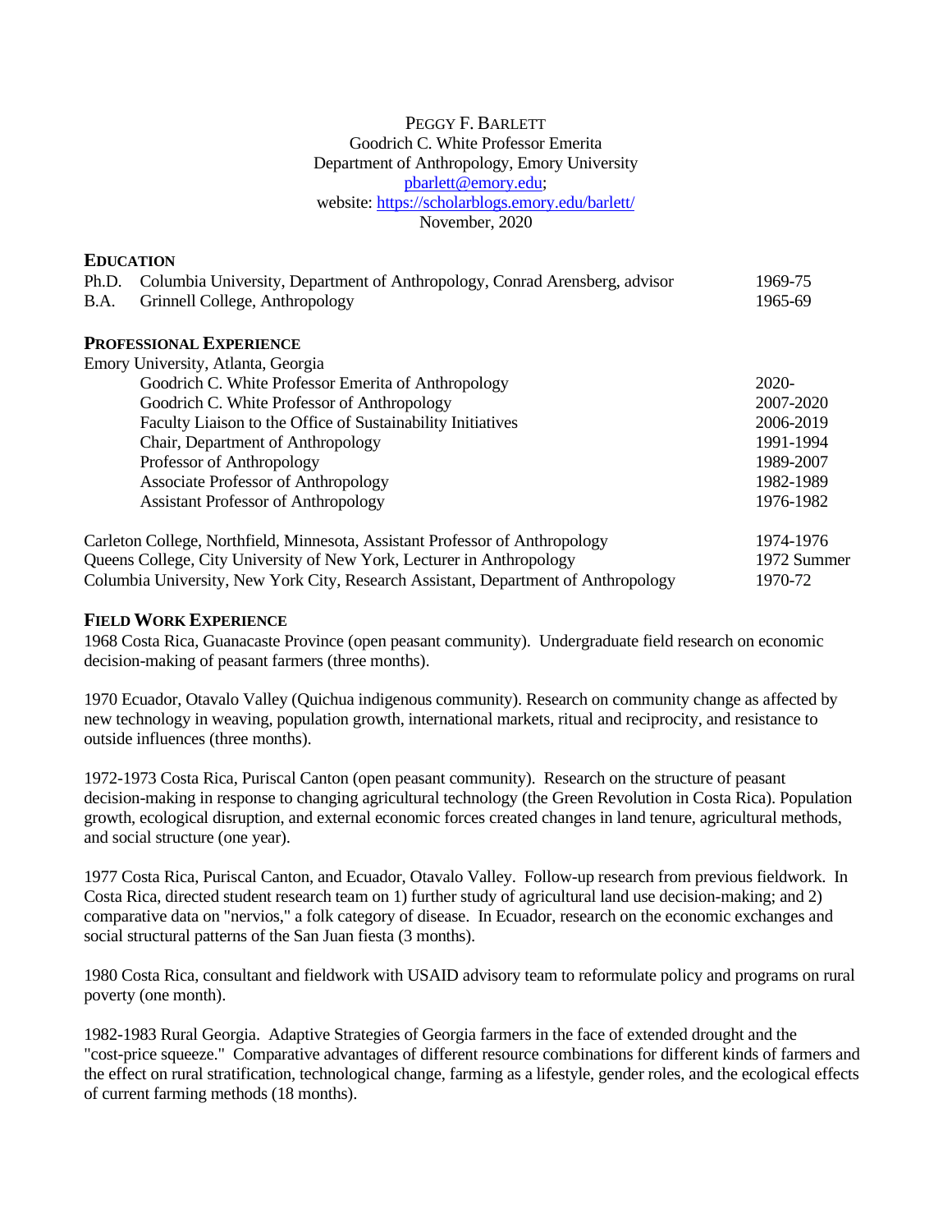PEGGY F. BARLETT
Goodrich C. White Professor Emerita
Department of Anthropology, Emory University
pbarlett@emory.edu;
website: https://scholarblogs.emory.edu/barlett/
November, 2020

## EDUCATION

| | | |
|---|---|---|
| Ph.D. | Columbia University, Department of Anthropology, Conrad Arensberg, advisor | 1969-75 |
| B.A. | Grinnell College, Anthropology | 1965-69 |

## PROFESSIONAL EXPERIENCE

Emory University, Atlanta, Georgia

| | |
|---|---|
| Goodrich C. White Professor Emerita of Anthropology | 2020- |
| Goodrich C. White Professor of Anthropology | 2007-2020 |
| Faculty Liaison to the Office of Sustainability Initiatives | 2006-2019 |
| Chair, Department of Anthropology | 1991-1994 |
| Professor of Anthropology | 1989-2007 |
| Associate Professor of Anthropology | 1982-1989 |
| Assistant Professor of Anthropology | 1976-1982 |

| | |
|---|---|
| Carleton College, Northfield, Minnesota, Assistant Professor of Anthropology | 1974-1976 |
| Queens College, City University of New York, Lecturer in Anthropology | 1972 Summer |
| Columbia University, New York City, Research Assistant, Department of Anthropology | 1970-72 |

## FIELD WORK EXPERIENCE

1968 Costa Rica, Guanacaste Province (open peasant community). Undergraduate field research on economic decision-making of peasant farmers (three months).

1970 Ecuador, Otavalo Valley (Quichua indigenous community). Research on community change as affected by new technology in weaving, population growth, international markets, ritual and reciprocity, and resistance to outside influences (three months).

1972-1973 Costa Rica, Puriscal Canton (open peasant community). Research on the structure of peasant decision-making in response to changing agricultural technology (the Green Revolution in Costa Rica). Population growth, ecological disruption, and external economic forces created changes in land tenure, agricultural methods, and social structure (one year).

1977 Costa Rica, Puriscal Canton, and Ecuador, Otavalo Valley. Follow-up research from previous fieldwork. In Costa Rica, directed student research team on 1) further study of agricultural land use decision-making; and 2) comparative data on "nervios," a folk category of disease. In Ecuador, research on the economic exchanges and social structural patterns of the San Juan fiesta (3 months).

1980 Costa Rica, consultant and fieldwork with USAID advisory team to reformulate policy and programs on rural poverty (one month).

1982-1983 Rural Georgia. Adaptive Strategies of Georgia farmers in the face of extended drought and the "cost-price squeeze." Comparative advantages of different resource combinations for different kinds of farmers and the effect on rural stratification, technological change, farming as a lifestyle, gender roles, and the ecological effects of current farming methods (18 months).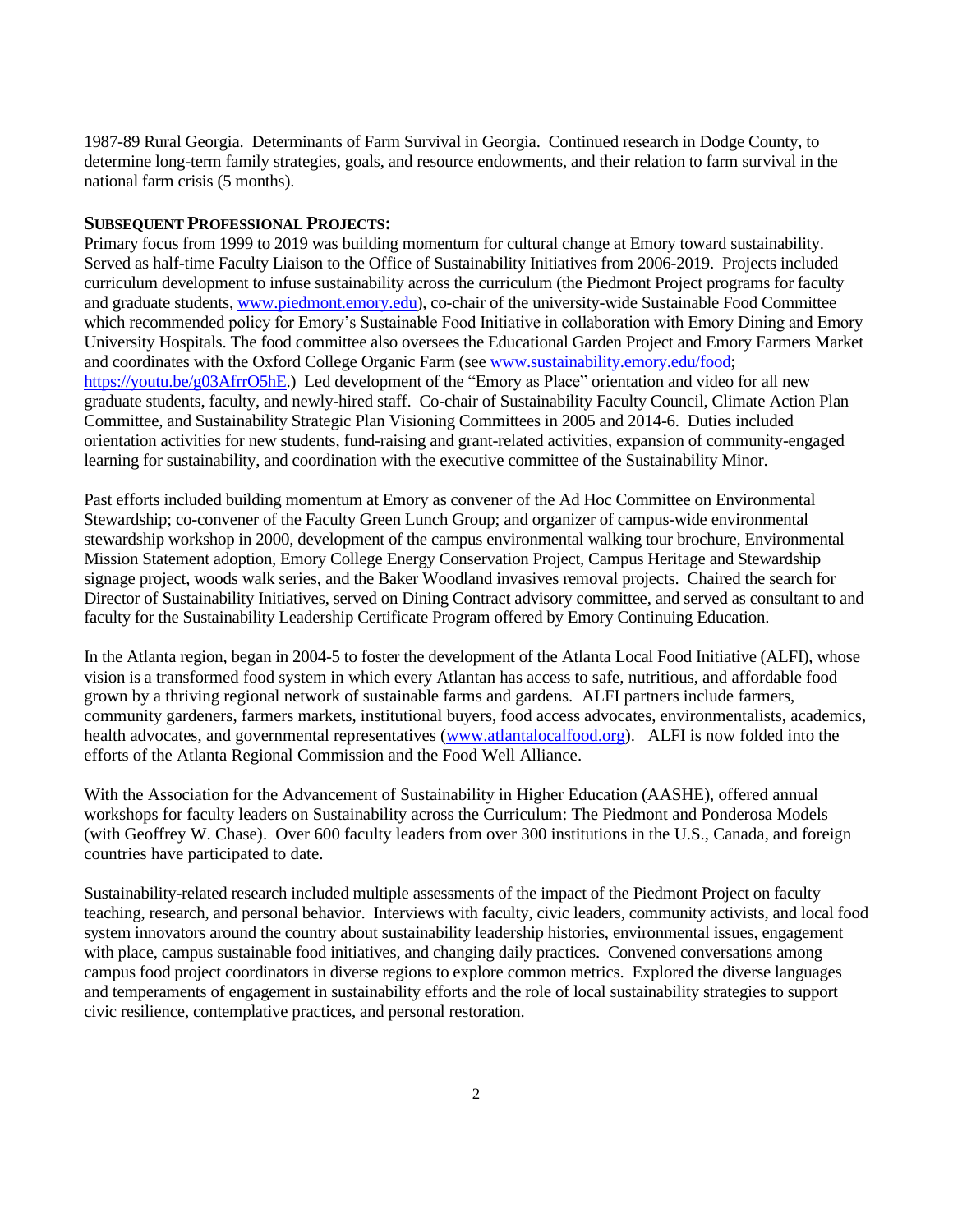1987-89 Rural Georgia. Determinants of Farm Survival in Georgia. Continued research in Dodge County, to determine long-term family strategies, goals, and resource endowments, and their relation to farm survival in the national farm crisis (5 months).

**SUBSEQUENT PROFESSIONAL PROJECTS:**

Primary focus from 1999 to 2019 was building momentum for cultural change at Emory toward sustainability. Served as half-time Faculty Liaison to the Office of Sustainability Initiatives from 2006-2019. Projects included curriculum development to infuse sustainability across the curriculum (the Piedmont Project programs for faculty and graduate students, www.piedmont.emory.edu), co-chair of the university-wide Sustainable Food Committee which recommended policy for Emory's Sustainable Food Initiative in collaboration with Emory Dining and Emory University Hospitals. The food committee also oversees the Educational Garden Project and Emory Farmers Market and coordinates with the Oxford College Organic Farm (see www.sustainability.emory.edu/food; https://youtu.be/g03AfrrO5hE.) Led development of the "Emory as Place" orientation and video for all new graduate students, faculty, and newly-hired staff. Co-chair of Sustainability Faculty Council, Climate Action Plan Committee, and Sustainability Strategic Plan Visioning Committees in 2005 and 2014-6. Duties included orientation activities for new students, fund-raising and grant-related activities, expansion of community-engaged learning for sustainability, and coordination with the executive committee of the Sustainability Minor.

Past efforts included building momentum at Emory as convener of the Ad Hoc Committee on Environmental Stewardship; co-convener of the Faculty Green Lunch Group; and organizer of campus-wide environmental stewardship workshop in 2000, development of the campus environmental walking tour brochure, Environmental Mission Statement adoption, Emory College Energy Conservation Project, Campus Heritage and Stewardship signage project, woods walk series, and the Baker Woodland invasives removal projects. Chaired the search for Director of Sustainability Initiatives, served on Dining Contract advisory committee, and served as consultant to and faculty for the Sustainability Leadership Certificate Program offered by Emory Continuing Education.

In the Atlanta region, began in 2004-5 to foster the development of the Atlanta Local Food Initiative (ALFI), whose vision is a transformed food system in which every Atlantan has access to safe, nutritious, and affordable food grown by a thriving regional network of sustainable farms and gardens. ALFI partners include farmers, community gardeners, farmers markets, institutional buyers, food access advocates, environmentalists, academics, health advocates, and governmental representatives (www.atlantalocalfood.org). ALFI is now folded into the efforts of the Atlanta Regional Commission and the Food Well Alliance.

With the Association for the Advancement of Sustainability in Higher Education (AASHE), offered annual workshops for faculty leaders on Sustainability across the Curriculum: The Piedmont and Ponderosa Models (with Geoffrey W. Chase). Over 600 faculty leaders from over 300 institutions in the U.S., Canada, and foreign countries have participated to date.

Sustainability-related research included multiple assessments of the impact of the Piedmont Project on faculty teaching, research, and personal behavior. Interviews with faculty, civic leaders, community activists, and local food system innovators around the country about sustainability leadership histories, environmental issues, engagement with place, campus sustainable food initiatives, and changing daily practices. Convened conversations among campus food project coordinators in diverse regions to explore common metrics. Explored the diverse languages and temperaments of engagement in sustainability efforts and the role of local sustainability strategies to support civic resilience, contemplative practices, and personal restoration.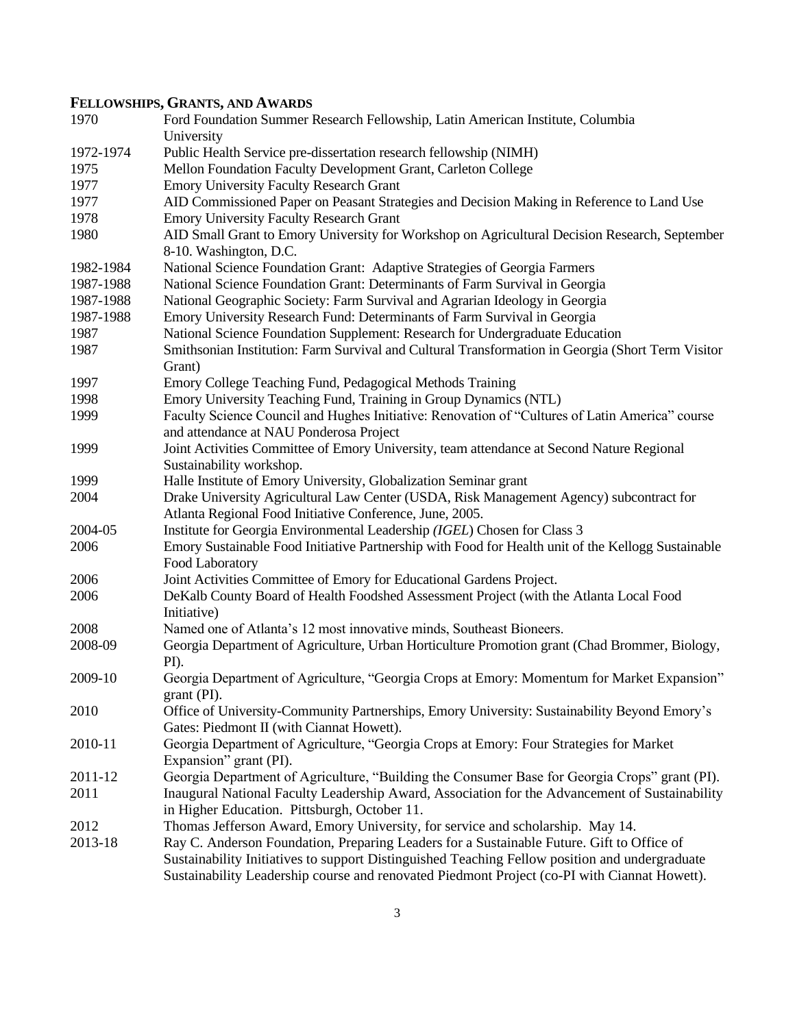## Fellowships, Grants, and Awards

| | |
|---|---|
| 1970 | Ford Foundation Summer Research Fellowship, Latin American Institute, Columbia University |
| 1972-1974 | Public Health Service pre-dissertation research fellowship (NIMH) |
| 1975 | Mellon Foundation Faculty Development Grant, Carleton College |
| 1977 | Emory University Faculty Research Grant |
| 1977 | AID Commissioned Paper on Peasant Strategies and Decision Making in Reference to Land Use |
| 1978 | Emory University Faculty Research Grant |
| 1980 | AID Small Grant to Emory University for Workshop on Agricultural Decision Research, September 8-10. Washington, D.C. |
| 1982-1984 | National Science Foundation Grant: Adaptive Strategies of Georgia Farmers |
| 1987-1988 | National Science Foundation Grant: Determinants of Farm Survival in Georgia |
| 1987-1988 | National Geographic Society: Farm Survival and Agrarian Ideology in Georgia |
| 1987-1988 | Emory University Research Fund: Determinants of Farm Survival in Georgia |
| 1987 | National Science Foundation Supplement: Research for Undergraduate Education |
| 1987 | Smithsonian Institution: Farm Survival and Cultural Transformation in Georgia (Short Term Visitor Grant) |
| 1997 | Emory College Teaching Fund, Pedagogical Methods Training |
| 1998 | Emory University Teaching Fund, Training in Group Dynamics (NTL) |
| 1999 | Faculty Science Council and Hughes Initiative: Renovation of "Cultures of Latin America" course and attendance at NAU Ponderosa Project |
| 1999 | Joint Activities Committee of Emory University, team attendance at Second Nature Regional Sustainability workshop. |
| 1999 | Halle Institute of Emory University, Globalization Seminar grant |
| 2004 | Drake University Agricultural Law Center (USDA, Risk Management Agency) subcontract for Atlanta Regional Food Initiative Conference, June, 2005. |
| 2004-05 | Institute for Georgia Environmental Leadership *(IGEL)* Chosen for Class 3 |
| 2006 | Emory Sustainable Food Initiative Partnership with Food for Health unit of the Kellogg Sustainable Food Laboratory |
| 2006 | Joint Activities Committee of Emory for Educational Gardens Project. |
| 2006 | DeKalb County Board of Health Foodshed Assessment Project (with the Atlanta Local Food Initiative) |
| 2008 | Named one of Atlanta's 12 most innovative minds, Southeast Bioneers. |
| 2008-09 | Georgia Department of Agriculture, Urban Horticulture Promotion grant (Chad Brommer, Biology, PI). |
| 2009-10 | Georgia Department of Agriculture, "Georgia Crops at Emory: Momentum for Market Expansion" grant (PI). |
| 2010 | Office of University-Community Partnerships, Emory University: Sustainability Beyond Emory's Gates: Piedmont II (with Ciannat Howett). |
| 2010-11 | Georgia Department of Agriculture, "Georgia Crops at Emory: Four Strategies for Market Expansion" grant (PI). |
| 2011-12 | Georgia Department of Agriculture, "Building the Consumer Base for Georgia Crops" grant (PI). |
| 2011 | Inaugural National Faculty Leadership Award, Association for the Advancement of Sustainability in Higher Education. Pittsburgh, October 11. |
| 2012 | Thomas Jefferson Award, Emory University, for service and scholarship. May 14. |
| 2013-18 | Ray C. Anderson Foundation, Preparing Leaders for a Sustainable Future. Gift to Office of Sustainability Initiatives to support Distinguished Teaching Fellow position and undergraduate Sustainability Leadership course and renovated Piedmont Project (co-PI with Ciannat Howett). |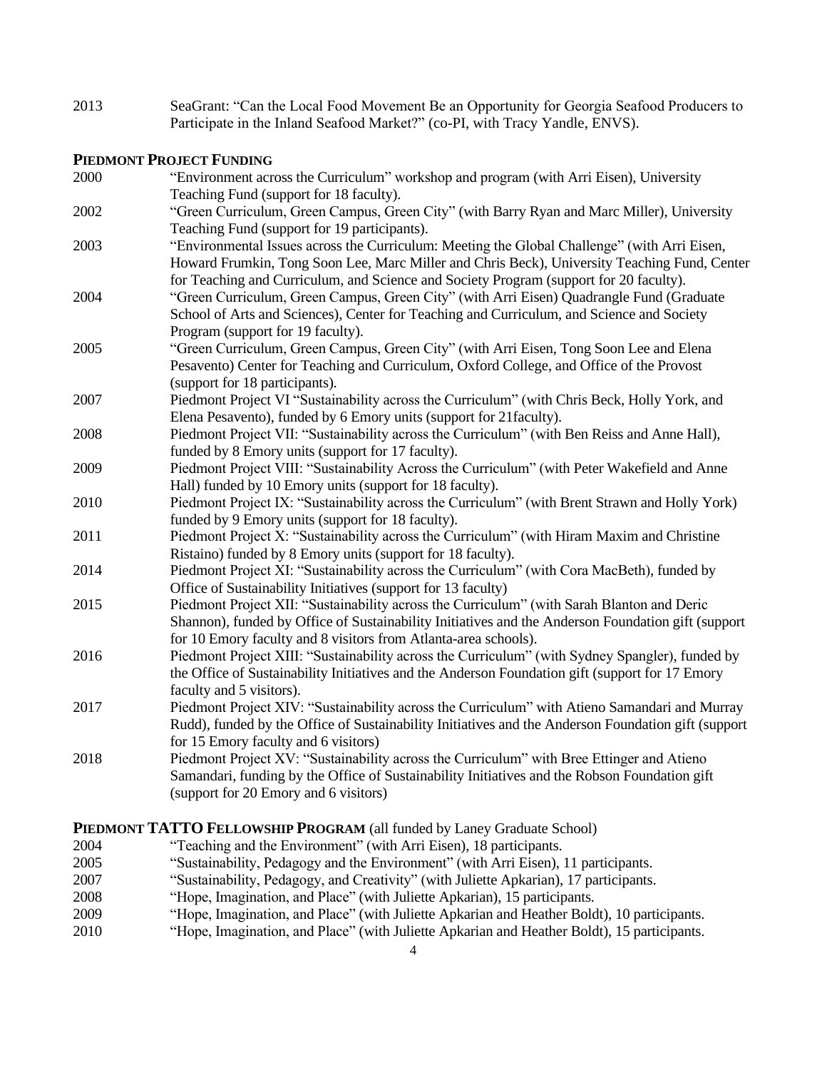2013 SeaGrant: "Can the Local Food Movement Be an Opportunity for Georgia Seafood Producers to Participate in the Inland Seafood Market?" (co-PI, with Tracy Yandle, ENVS).

**PIEDMONT PROJECT FUNDING**

2000 "Environment across the Curriculum" workshop and program (with Arri Eisen), University Teaching Fund (support for 18 faculty).

2002 "Green Curriculum, Green Campus, Green City" (with Barry Ryan and Marc Miller), University Teaching Fund (support for 19 participants).

2003 "Environmental Issues across the Curriculum: Meeting the Global Challenge" (with Arri Eisen, Howard Frumkin, Tong Soon Lee, Marc Miller and Chris Beck), University Teaching Fund, Center for Teaching and Curriculum, and Science and Society Program (support for 20 faculty).

2004 "Green Curriculum, Green Campus, Green City" (with Arri Eisen) Quadrangle Fund (Graduate School of Arts and Sciences), Center for Teaching and Curriculum, and Science and Society Program (support for 19 faculty).

2005 "Green Curriculum, Green Campus, Green City" (with Arri Eisen, Tong Soon Lee and Elena Pesavento) Center for Teaching and Curriculum, Oxford College, and Office of the Provost (support for 18 participants).

2007 Piedmont Project VI "Sustainability across the Curriculum" (with Chris Beck, Holly York, and Elena Pesavento), funded by 6 Emory units (support for 21faculty).

2008 Piedmont Project VII: "Sustainability across the Curriculum" (with Ben Reiss and Anne Hall), funded by 8 Emory units (support for 17 faculty).

2009 Piedmont Project VIII: "Sustainability Across the Curriculum" (with Peter Wakefield and Anne Hall) funded by 10 Emory units (support for 18 faculty).

2010 Piedmont Project IX: "Sustainability across the Curriculum" (with Brent Strawn and Holly York) funded by 9 Emory units (support for 18 faculty).

2011 Piedmont Project X: "Sustainability across the Curriculum" (with Hiram Maxim and Christine Ristaino) funded by 8 Emory units (support for 18 faculty).

2014 Piedmont Project XI: "Sustainability across the Curriculum" (with Cora MacBeth), funded by Office of Sustainability Initiatives (support for 13 faculty)

2015 Piedmont Project XII: "Sustainability across the Curriculum" (with Sarah Blanton and Deric Shannon), funded by Office of Sustainability Initiatives and the Anderson Foundation gift (support for 10 Emory faculty and 8 visitors from Atlanta-area schools).

2016 Piedmont Project XIII: "Sustainability across the Curriculum" (with Sydney Spangler), funded by the Office of Sustainability Initiatives and the Anderson Foundation gift (support for 17 Emory faculty and 5 visitors).

2017 Piedmont Project XIV: "Sustainability across the Curriculum" with Atieno Samandari and Murray Rudd), funded by the Office of Sustainability Initiatives and the Anderson Foundation gift (support for 15 Emory faculty and 6 visitors)

2018 Piedmont Project XV: "Sustainability across the Curriculum" with Bree Ettinger and Atieno Samandari, funding by the Office of Sustainability Initiatives and the Robson Foundation gift (support for 20 Emory and 6 visitors)

**PIEDMONT TATTO FELLOWSHIP PROGRAM** (all funded by Laney Graduate School)

2004 "Teaching and the Environment" (with Arri Eisen), 18 participants.

2005 "Sustainability, Pedagogy and the Environment" (with Arri Eisen), 11 participants.

2007 "Sustainability, Pedagogy, and Creativity" (with Juliette Apkarian), 17 participants.

2008 "Hope, Imagination, and Place" (with Juliette Apkarian), 15 participants.

2009 "Hope, Imagination, and Place" (with Juliette Apkarian and Heather Boldt), 10 participants.

2010 "Hope, Imagination, and Place" (with Juliette Apkarian and Heather Boldt), 15 participants.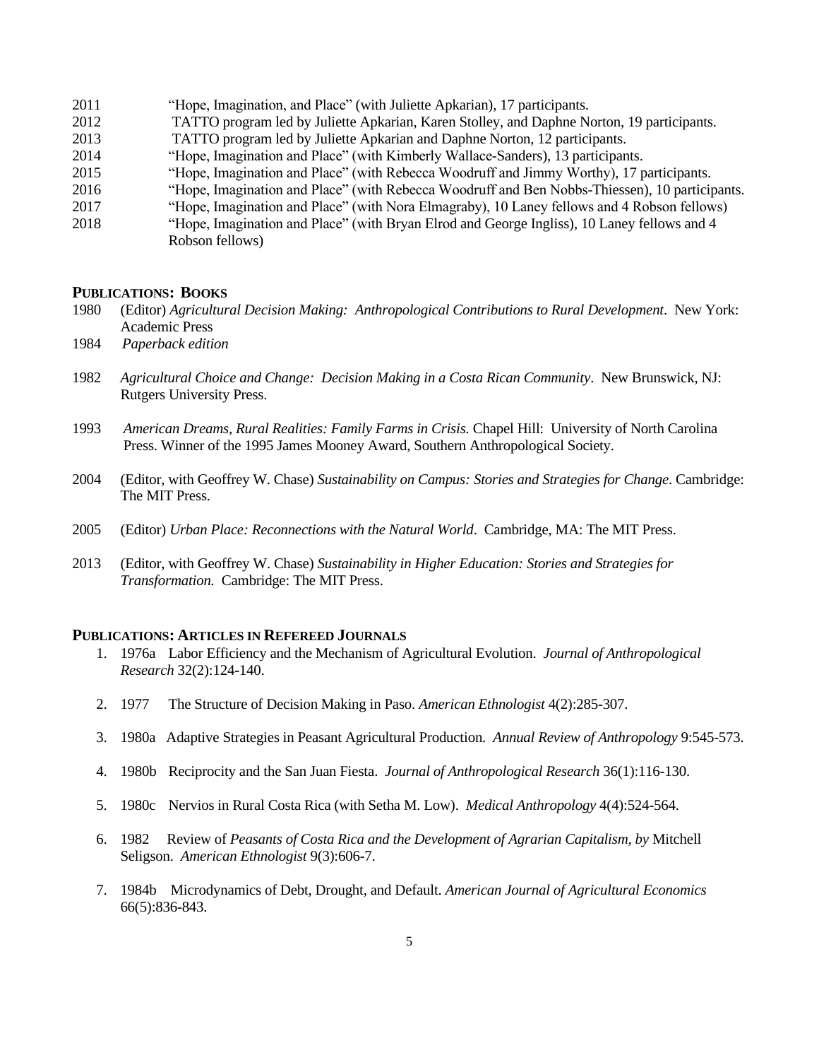2011 "Hope, Imagination, and Place" (with Juliette Apkarian), 17 participants.
2012 TATTO program led by Juliette Apkarian, Karen Stolley, and Daphne Norton, 19 participants.
2013 TATTO program led by Juliette Apkarian and Daphne Norton, 12 participants.
2014 "Hope, Imagination and Place" (with Kimberly Wallace-Sanders), 13 participants.
2015 "Hope, Imagination and Place" (with Rebecca Woodruff and Jimmy Worthy), 17 participants.
2016 "Hope, Imagination and Place" (with Rebecca Woodruff and Ben Nobbs-Thiessen), 10 participants.
2017 "Hope, Imagination and Place" (with Nora Elmagraby), 10 Laney fellows and 4 Robson fellows)
2018 "Hope, Imagination and Place" (with Bryan Elrod and George Ingliss), 10 Laney fellows and 4 Robson fellows)

## PUBLICATIONS: BOOKS

1980 (Editor) *Agricultural Decision Making: Anthropological Contributions to Rural Development*. New York: Academic Press
1984 *Paperback edition*

1982 *Agricultural Choice and Change: Decision Making in a Costa Rican Community*. New Brunswick, NJ: Rutgers University Press.

1993 *American Dreams, Rural Realities: Family Farms in Crisis.* Chapel Hill: University of North Carolina Press. Winner of the 1995 James Mooney Award, Southern Anthropological Society.

2004 (Editor, with Geoffrey W. Chase) *Sustainability on Campus: Stories and Strategies for Change*. Cambridge: The MIT Press.

2005 (Editor) *Urban Place: Reconnections with the Natural World*. Cambridge, MA: The MIT Press.

2013 (Editor, with Geoffrey W. Chase) *Sustainability in Higher Education: Stories and Strategies for Transformation.* Cambridge: The MIT Press.

## PUBLICATIONS: ARTICLES IN REFEREED JOURNALS

1. 1976a Labor Efficiency and the Mechanism of Agricultural Evolution. *Journal of Anthropological Research* 32(2):124-140.

2. 1977 The Structure of Decision Making in Paso. *American Ethnologist* 4(2):285-307.

3. 1980a Adaptive Strategies in Peasant Agricultural Production. *Annual Review of Anthropology* 9:545-573.

4. 1980b Reciprocity and the San Juan Fiesta. *Journal of Anthropological Research* 36(1):116-130.

5. 1980c Nervios in Rural Costa Rica (with Setha M. Low). *Medical Anthropology* 4(4):524-564.

6. 1982 Review of *Peasants of Costa Rica and the Development of Agrarian Capitalism, by* Mitchell Seligson. *American Ethnologist* 9(3):606-7.

7. 1984b Microdynamics of Debt, Drought, and Default. *American Journal of Agricultural Economics* 66(5):836-843.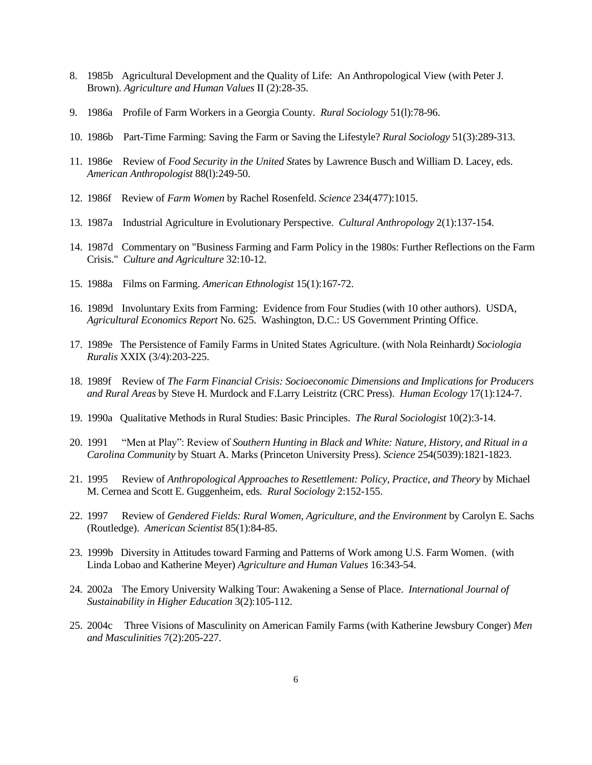8. 1985b Agricultural Development and the Quality of Life: An Anthropological View (with Peter J. Brown). *Agriculture and Human Values* II (2):28-35.

9. 1986a Profile of Farm Workers in a Georgia County. *Rural Sociology* 51(l):78-96.

10. 1986b Part-Time Farming: Saving the Farm or Saving the Lifestyle? *Rural Sociology* 51(3):289-313.

11. 1986e Review of *Food Security in the United St*ates by Lawrence Busch and William D. Lacey, eds. *American Anthropologist* 88(l):249-50.

12. 1986f Review of *Farm Women* by Rachel Rosenfeld. *Science* 234(477):1015.

13. 1987a Industrial Agriculture in Evolutionary Perspective. *Cultural Anthropology* 2(1):137-154.

14. 1987d Commentary on "Business Farming and Farm Policy in the 1980s: Further Reflections on the Farm Crisis." *Culture and Agriculture* 32:10-12.

15. 1988a Films on Farming. *American Ethnologist* 15(1):167-72.

16. 1989d Involuntary Exits from Farming: Evidence from Four Studies (with 10 other authors). USDA, *Agricultural Economics Report* No. 625. Washington, D.C.: US Government Printing Office.

17. 1989e The Persistence of Family Farms in United States Agriculture. (with Nola Reinhardt*) Sociologia Ruralis* XXIX (3/4):203-225.

18. 1989f Review of *The Farm Financial Crisis: Socioeconomic Dimensions and Implications for Producers and Rural Areas* by Steve H. Murdock and F.Larry Leistritz (CRC Press). *Human Ecology* 17(1):124-7.

19. 1990a Qualitative Methods in Rural Studies: Basic Principles. *The Rural Sociologist* 10(2):3-14.

20. 1991 "Men at Play": Review of *Southern Hunting in Black and White: Nature, History, and Ritual in a Carolina Community* by Stuart A. Marks (Princeton University Press). *Science* 254(5039):1821-1823.

21. 1995 Review of *Anthropological Approaches to Resettlement: Policy, Practice, and Theory* by Michael M. Cernea and Scott E. Guggenheim, eds*. Rural Sociology* 2:152-155.

22. 1997 Review of *Gendered Fields: Rural Women, Agriculture, and the Environment* by Carolyn E. Sachs (Routledge). *American Scientist* 85(1):84-85.

23. 1999b Diversity in Attitudes toward Farming and Patterns of Work among U.S. Farm Women. (with Linda Lobao and Katherine Meyer) *Agriculture and Human Values* 16:343-54.

24. 2002a The Emory University Walking Tour: Awakening a Sense of Place. *International Journal of Sustainability in Higher Education* 3(2):105-112.

25. 2004c Three Visions of Masculinity on American Family Farms (with Katherine Jewsbury Conger) *Men and Masculinities* 7(2):205-227.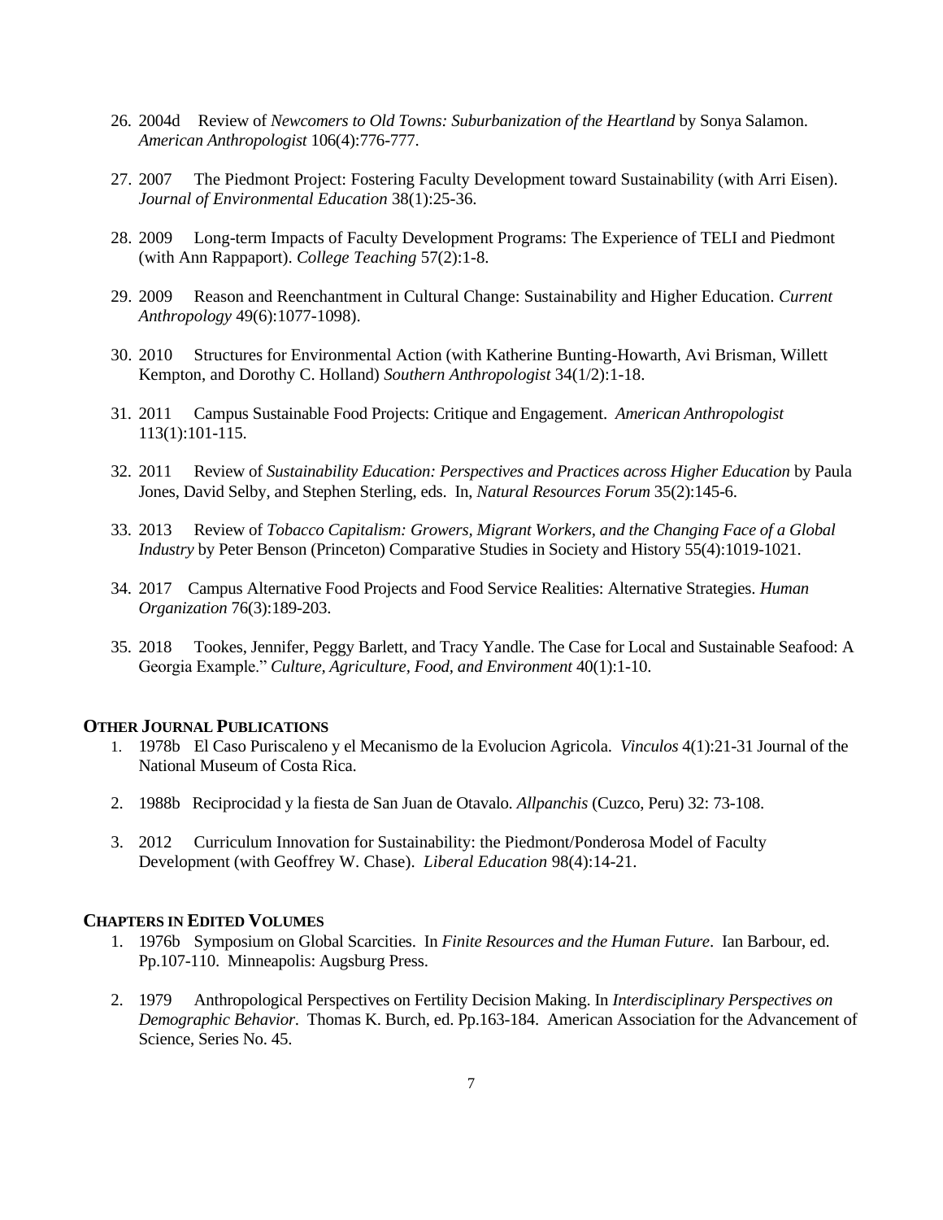26. 2004d Review of *Newcomers to Old Towns: Suburbanization of the Heartland* by Sonya Salamon. *American Anthropologist* 106(4):776-777.

27. 2007 The Piedmont Project: Fostering Faculty Development toward Sustainability (with Arri Eisen). *Journal of Environmental Education* 38(1):25-36.

28. 2009 Long-term Impacts of Faculty Development Programs: The Experience of TELI and Piedmont (with Ann Rappaport). *College Teaching* 57(2):1-8.

29. 2009 Reason and Reenchantment in Cultural Change: Sustainability and Higher Education. *Current Anthropology* 49(6):1077-1098).

30. 2010 Structures for Environmental Action (with Katherine Bunting-Howarth, Avi Brisman, Willett Kempton, and Dorothy C. Holland) *Southern Anthropologist* 34(1/2):1-18.

31. 2011 Campus Sustainable Food Projects: Critique and Engagement. *American Anthropologist* 113(1):101-115.

32. 2011 Review of *Sustainability Education: Perspectives and Practices across Higher Education* by Paula Jones, David Selby, and Stephen Sterling, eds. In, *Natural Resources Forum* 35(2):145-6.

33. 2013 Review of *Tobacco Capitalism: Growers, Migrant Workers, and the Changing Face of a Global Industry* by Peter Benson (Princeton) Comparative Studies in Society and History 55(4):1019-1021.

34. 2017 Campus Alternative Food Projects and Food Service Realities: Alternative Strategies. *Human Organization* 76(3):189-203.

35. 2018 Tookes, Jennifer, Peggy Barlett, and Tracy Yandle. The Case for Local and Sustainable Seafood: A Georgia Example." *Culture, Agriculture, Food, and Environment* 40(1):1-10.

## OTHER JOURNAL PUBLICATIONS

1. 1978b El Caso Puriscaleno y el Mecanismo de la Evolucion Agricola. *Vinculos* 4(1):21-31 Journal of the National Museum of Costa Rica.

2. 1988b Reciprocidad y la fiesta de San Juan de Otavalo. *Allpanchis* (Cuzco, Peru) 32: 73-108.

3. 2012 Curriculum Innovation for Sustainability: the Piedmont/Ponderosa Model of Faculty Development (with Geoffrey W. Chase). *Liberal Education* 98(4):14-21.

## CHAPTERS IN EDITED VOLUMES

1. 1976b Symposium on Global Scarcities. In *Finite Resources and the Human Future*. Ian Barbour, ed. Pp.107-110. Minneapolis: Augsburg Press.

2. 1979 Anthropological Perspectives on Fertility Decision Making. In *Interdisciplinary Perspectives on Demographic Behavior.* Thomas K. Burch, ed. Pp.163-184. American Association for the Advancement of Science, Series No. 45.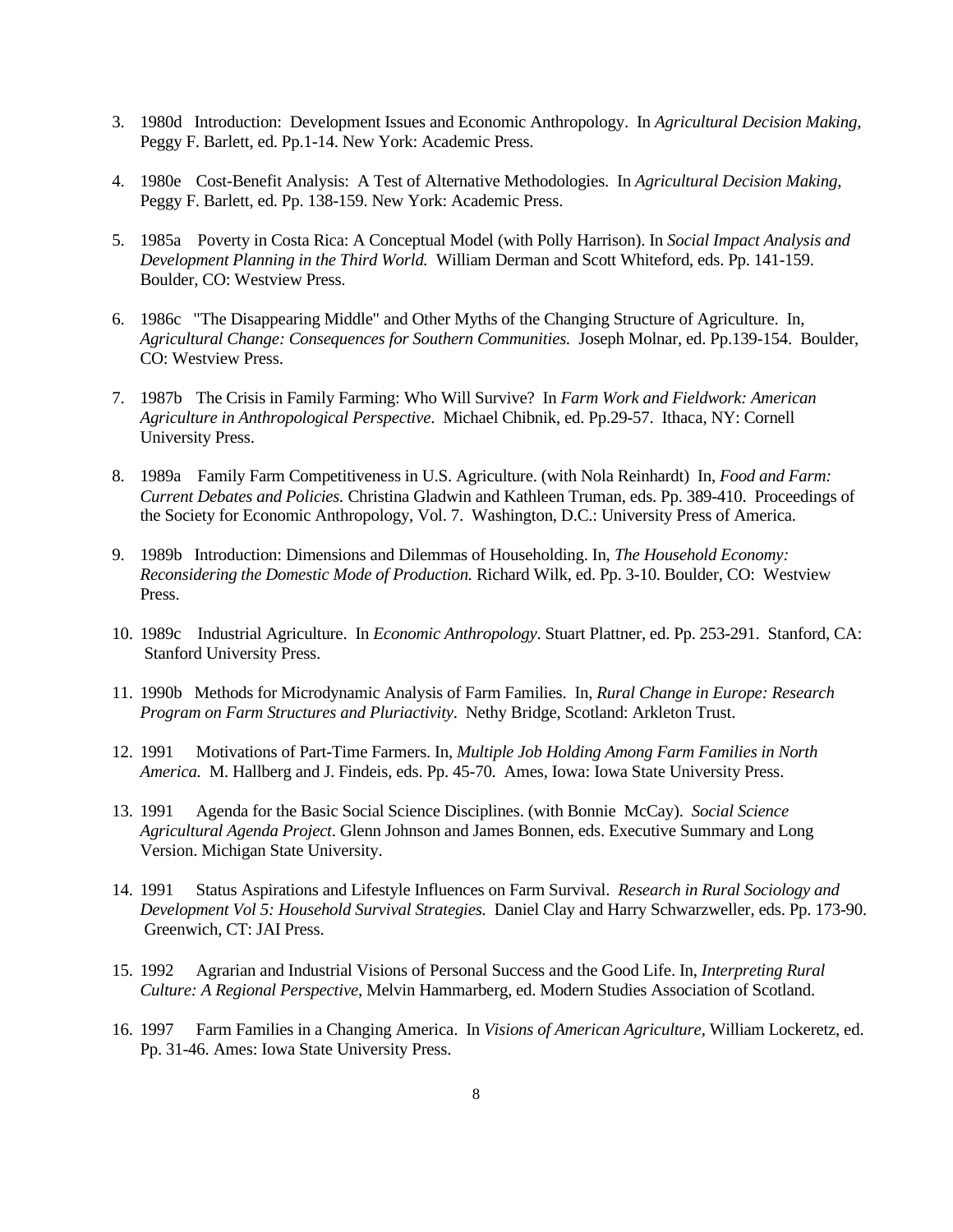3. 1980d Introduction: Development Issues and Economic Anthropology. In *Agricultural Decision Making,* Peggy F. Barlett, ed. Pp.1-14. New York: Academic Press.

4. 1980e Cost-Benefit Analysis: A Test of Alternative Methodologies. In *Agricultural Decision Making*, Peggy F. Barlett, ed. Pp. 138-159. New York: Academic Press.

5. 1985a Poverty in Costa Rica: A Conceptual Model (with Polly Harrison). In *Social Impact Analysis and Development Planning in the Third World.* William Derman and Scott Whiteford, eds. Pp. 141-159. Boulder, CO: Westview Press.

6. 1986c "The Disappearing Middle" and Other Myths of the Changing Structure of Agriculture. In, *Agricultural Change: Consequences for Southern Communities.* Joseph Molnar, ed. Pp.139-154. Boulder, CO: Westview Press.

7. 1987b The Crisis in Family Farming: Who Will Survive? In *Farm Work and Fieldwork: American Agriculture in Anthropological Perspective*. Michael Chibnik, ed. Pp.29-57. Ithaca, NY: Cornell University Press.

8. 1989a Family Farm Competitiveness in U.S. Agriculture. (with Nola Reinhardt) In, *Food and Farm: Current Debates and Policies.* Christina Gladwin and Kathleen Truman, eds. Pp. 389-410. Proceedings of the Society for Economic Anthropology, Vol. 7. Washington, D.C.: University Press of America.

9. 1989b Introduction: Dimensions and Dilemmas of Householding. In, *The Household Economy: Reconsidering the Domestic Mode of Production.* Richard Wilk, ed. Pp. 3-10. Boulder, CO: Westview Press.

10. 1989c Industrial Agriculture. In *Economic Anthropology*. Stuart Plattner, ed. Pp. 253-291. Stanford, CA: Stanford University Press.

11. 1990b Methods for Microdynamic Analysis of Farm Families. In, *Rural Change in Europe: Research Program on Farm Structures and Pluriactivity*. Nethy Bridge, Scotland: Arkleton Trust.

12. 1991 Motivations of Part-Time Farmers. In, *Multiple Job Holding Among Farm Families in North America.* M. Hallberg and J. Findeis, eds. Pp. 45-70. Ames, Iowa: Iowa State University Press.

13. 1991 Agenda for the Basic Social Science Disciplines. (with Bonnie McCay). *Social Science Agricultural Agenda Project*. Glenn Johnson and James Bonnen, eds. Executive Summary and Long Version. Michigan State University.

14. 1991 Status Aspirations and Lifestyle Influences on Farm Survival. *Research in Rural Sociology and Development Vol 5: Household Survival Strategies.* Daniel Clay and Harry Schwarzweller, eds. Pp. 173-90. Greenwich, CT: JAI Press.

15. 1992 Agrarian and Industrial Visions of Personal Success and the Good Life. In, *Interpreting Rural Culture: A Regional Perspective,* Melvin Hammarberg, ed. Modern Studies Association of Scotland.

16. 1997 Farm Families in a Changing America. In *Visions of American Agriculture*, William Lockeretz, ed. Pp. 31-46. Ames: Iowa State University Press.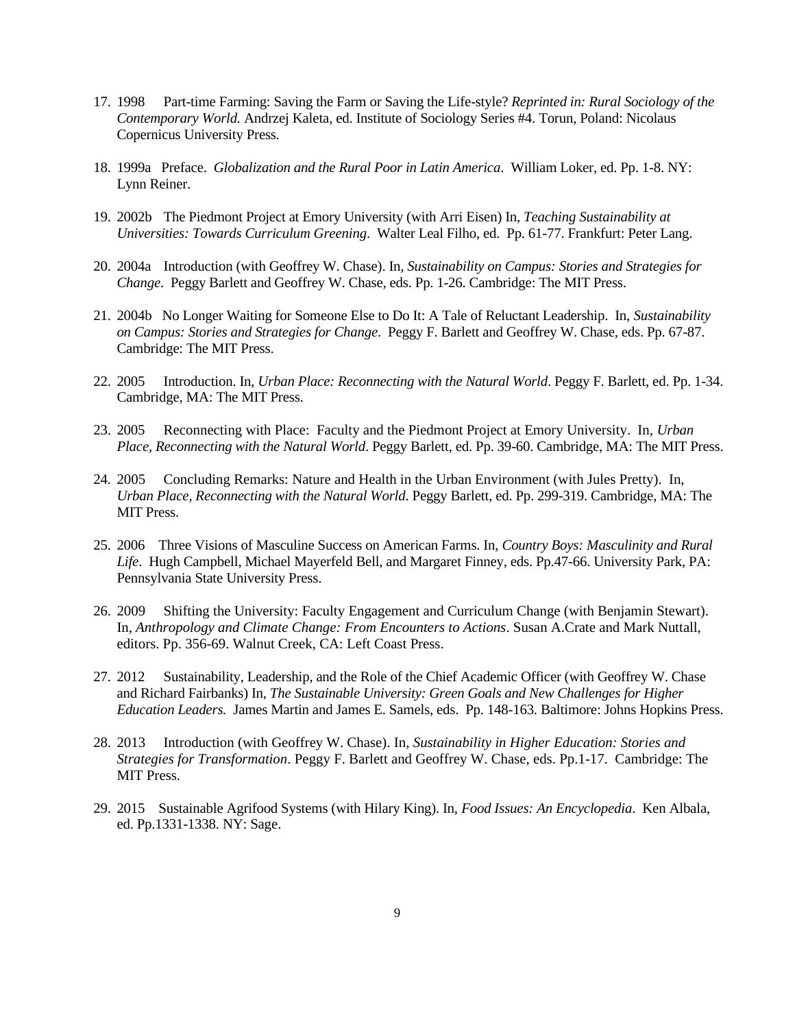17. 1998 Part-time Farming: Saving the Farm or Saving the Life-style? *Reprinted in: Rural Sociology of the Contemporary World.* Andrzej Kaleta, ed. Institute of Sociology Series #4. Torun, Poland: Nicolaus Copernicus University Press.

18. 1999a Preface. *Globalization and the Rural Poor in Latin America*. William Loker, ed. Pp. 1-8. NY: Lynn Reiner.

19. 2002b The Piedmont Project at Emory University (with Arri Eisen) In, *Teaching Sustainability at Universities: Towards Curriculum Greening*. Walter Leal Filho, ed. Pp. 61-77. Frankfurt: Peter Lang.

20. 2004a Introduction (with Geoffrey W. Chase). In, *Sustainability on Campus: Stories and Strategies for Change*. Peggy Barlett and Geoffrey W. Chase, eds. Pp. 1-26. Cambridge: The MIT Press.

21. 2004b No Longer Waiting for Someone Else to Do It: A Tale of Reluctant Leadership. In, *Sustainability on Campus: Stories and Strategies for Change*. Peggy F. Barlett and Geoffrey W. Chase, eds. Pp. 67-87. Cambridge: The MIT Press.

22. 2005 Introduction. In, *Urban Place: Reconnecting with the Natural World*. Peggy F. Barlett, ed. Pp. 1-34. Cambridge, MA: The MIT Press.

23. 2005 Reconnecting with Place: Faculty and the Piedmont Project at Emory University. In, *Urban Place, Reconnecting with the Natural World*. Peggy Barlett, ed. Pp. 39-60. Cambridge, MA: The MIT Press.

24. 2005 Concluding Remarks: Nature and Health in the Urban Environment (with Jules Pretty). In, *Urban Place, Reconnecting with the Natural World*. Peggy Barlett, ed. Pp. 299-319. Cambridge, MA: The MIT Press.

25. 2006 Three Visions of Masculine Success on American Farms. In, *Country Boys: Masculinity and Rural Life*. Hugh Campbell, Michael Mayerfeld Bell, and Margaret Finney, eds. Pp.47-66. University Park, PA: Pennsylvania State University Press.

26. 2009 Shifting the University: Faculty Engagement and Curriculum Change (with Benjamin Stewart). In, *Anthropology and Climate Change: From Encounters to Actions*. Susan A.Crate and Mark Nuttall, editors. Pp. 356-69. Walnut Creek, CA: Left Coast Press.

27. 2012 Sustainability, Leadership, and the Role of the Chief Academic Officer (with Geoffrey W. Chase and Richard Fairbanks) In, *The Sustainable University: Green Goals and New Challenges for Higher Education Leaders.* James Martin and James E. Samels, eds. Pp. 148-163. Baltimore: Johns Hopkins Press.

28. 2013 Introduction (with Geoffrey W. Chase). In, *Sustainability in Higher Education: Stories and Strategies for Transformation*. Peggy F. Barlett and Geoffrey W. Chase, eds. Pp.1-17. Cambridge: The MIT Press.

29. 2015 Sustainable Agrifood Systems (with Hilary King). In, *Food Issues: An Encyclopedia*. Ken Albala, ed. Pp.1331-1338. NY: Sage.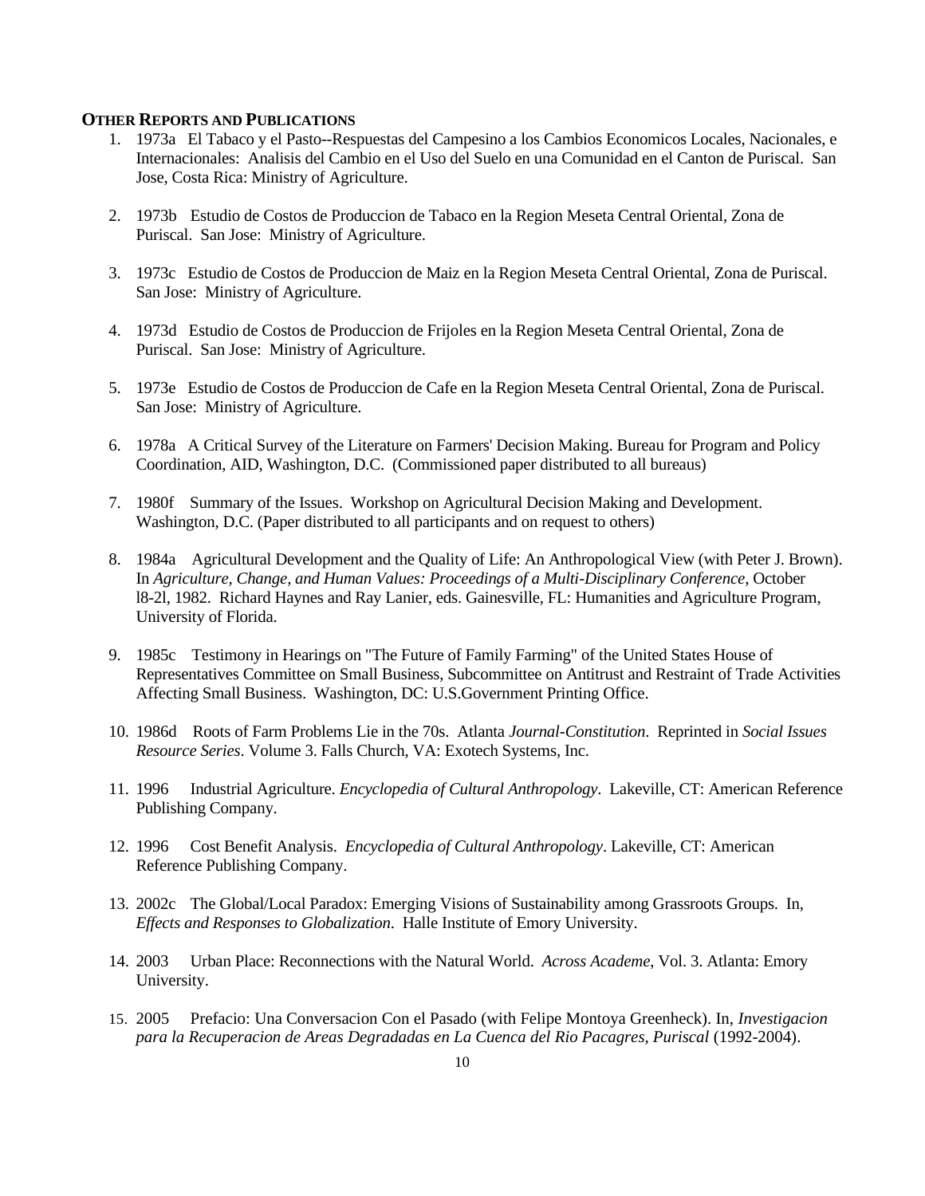**OTHER REPORTS AND PUBLICATIONS**

1. 1973a El Tabaco y el Pasto--Respuestas del Campesino a los Cambios Economicos Locales, Nacionales, e Internacionales: Analisis del Cambio en el Uso del Suelo en una Comunidad en el Canton de Puriscal. San Jose, Costa Rica: Ministry of Agriculture.

2. 1973b Estudio de Costos de Produccion de Tabaco en la Region Meseta Central Oriental, Zona de Puriscal. San Jose: Ministry of Agriculture.

3. 1973c Estudio de Costos de Produccion de Maiz en la Region Meseta Central Oriental, Zona de Puriscal. San Jose: Ministry of Agriculture.

4. 1973d Estudio de Costos de Produccion de Frijoles en la Region Meseta Central Oriental, Zona de Puriscal. San Jose: Ministry of Agriculture.

5. 1973e Estudio de Costos de Produccion de Cafe en la Region Meseta Central Oriental, Zona de Puriscal. San Jose: Ministry of Agriculture.

6. 1978a A Critical Survey of the Literature on Farmers' Decision Making. Bureau for Program and Policy Coordination, AID, Washington, D.C. (Commissioned paper distributed to all bureaus)

7. 1980f Summary of the Issues. Workshop on Agricultural Decision Making and Development. Washington, D.C. (Paper distributed to all participants and on request to others)

8. 1984a Agricultural Development and the Quality of Life: An Anthropological View (with Peter J. Brown). In *Agriculture, Change, and Human Values: Proceedings of a Multi-Disciplinary Conference*, October l8-2l, 1982. Richard Haynes and Ray Lanier, eds. Gainesville, FL: Humanities and Agriculture Program, University of Florida.

9. 1985c Testimony in Hearings on "The Future of Family Farming" of the United States House of Representatives Committee on Small Business, Subcommittee on Antitrust and Restraint of Trade Activities Affecting Small Business. Washington, DC: U.S.Government Printing Office.

10. 1986d Roots of Farm Problems Lie in the 70s. Atlanta *Journal-Constitution*. Reprinted in *Social Issues Resource Series*. Volume 3. Falls Church, VA: Exotech Systems, Inc.

11. 1996 Industrial Agriculture. *Encyclopedia of Cultural Anthropology*. Lakeville, CT: American Reference Publishing Company.

12. 1996 Cost Benefit Analysis. *Encyclopedia of Cultural Anthropology*. Lakeville, CT: American Reference Publishing Company.

13. 2002c The Global/Local Paradox: Emerging Visions of Sustainability among Grassroots Groups. In, *Effects and Responses to Globalization*. Halle Institute of Emory University.

14. 2003 Urban Place: Reconnections with the Natural World. *Across Academe*, Vol. 3. Atlanta: Emory University.

15. 2005 Prefacio: Una Conversacion Con el Pasado (with Felipe Montoya Greenheck). In, *Investigacion para la Recuperacion de Areas Degradadas en La Cuenca del Rio Pacagres, Puriscal* (1992-2004).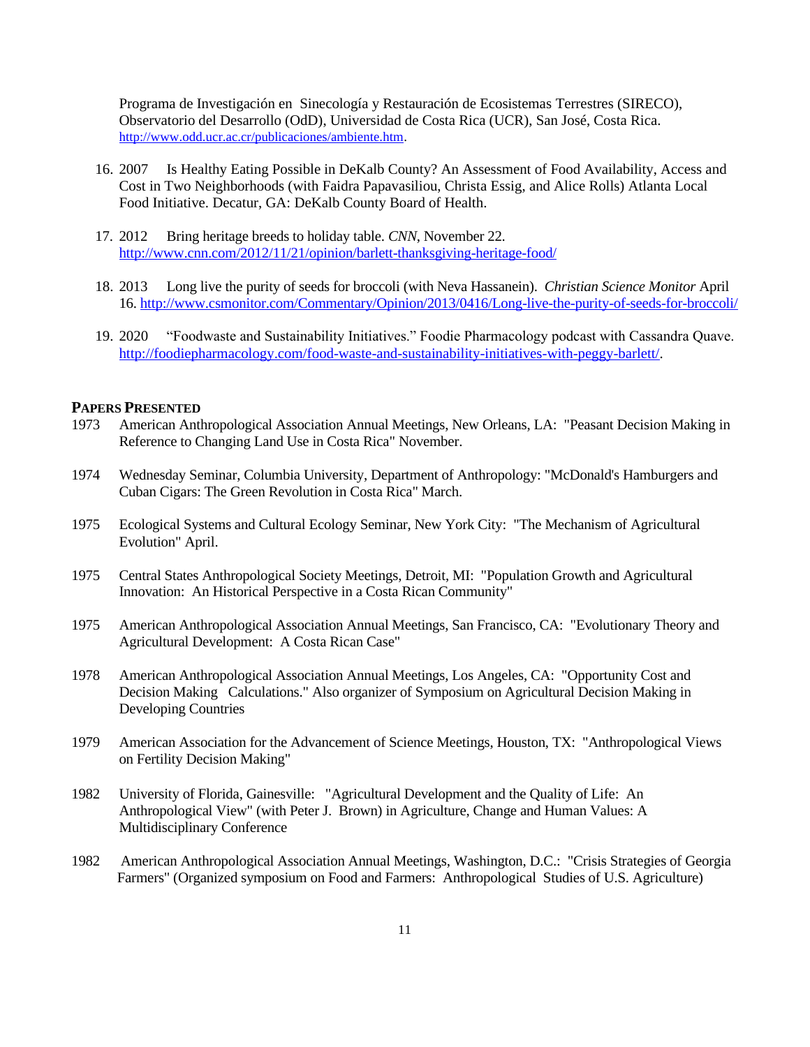Programa de Investigación en Sinecología y Restauración de Ecosistemas Terrestres (SIRECO), Observatorio del Desarrollo (OdD), Universidad de Costa Rica (UCR), San José, Costa Rica. http://www.odd.ucr.ac.cr/publicaciones/ambiente.htm.

16. 2007 Is Healthy Eating Possible in DeKalb County? An Assessment of Food Availability, Access and Cost in Two Neighborhoods (with Faidra Papavasiliou, Christa Essig, and Alice Rolls) Atlanta Local Food Initiative. Decatur, GA: DeKalb County Board of Health.

17. 2012 Bring heritage breeds to holiday table. *CNN*, November 22. http://www.cnn.com/2012/11/21/opinion/barlett-thanksgiving-heritage-food/

18. 2013 Long live the purity of seeds for broccoli (with Neva Hassanein). *Christian Science Monitor* April 16. http://www.csmonitor.com/Commentary/Opinion/2013/0416/Long-live-the-purity-of-seeds-for-broccoli/

19. 2020 "Foodwaste and Sustainability Initiatives." Foodie Pharmacology podcast with Cassandra Quave. http://foodiepharmacology.com/food-waste-and-sustainability-initiatives-with-peggy-barlett/.

## Papers Presented

1973 American Anthropological Association Annual Meetings, New Orleans, LA: "Peasant Decision Making in Reference to Changing Land Use in Costa Rica" November.

1974 Wednesday Seminar, Columbia University, Department of Anthropology: "McDonald's Hamburgers and Cuban Cigars: The Green Revolution in Costa Rica" March.

1975 Ecological Systems and Cultural Ecology Seminar, New York City: "The Mechanism of Agricultural Evolution" April.

1975 Central States Anthropological Society Meetings, Detroit, MI: "Population Growth and Agricultural Innovation: An Historical Perspective in a Costa Rican Community"

1975 American Anthropological Association Annual Meetings, San Francisco, CA: "Evolutionary Theory and Agricultural Development: A Costa Rican Case"

1978 American Anthropological Association Annual Meetings, Los Angeles, CA: "Opportunity Cost and Decision Making Calculations." Also organizer of Symposium on Agricultural Decision Making in Developing Countries

1979 American Association for the Advancement of Science Meetings, Houston, TX: "Anthropological Views on Fertility Decision Making"

1982 University of Florida, Gainesville: "Agricultural Development and the Quality of Life: An Anthropological View" (with Peter J. Brown) in Agriculture, Change and Human Values: A Multidisciplinary Conference

1982 American Anthropological Association Annual Meetings, Washington, D.C.: "Crisis Strategies of Georgia Farmers" (Organized symposium on Food and Farmers: Anthropological Studies of U.S. Agriculture)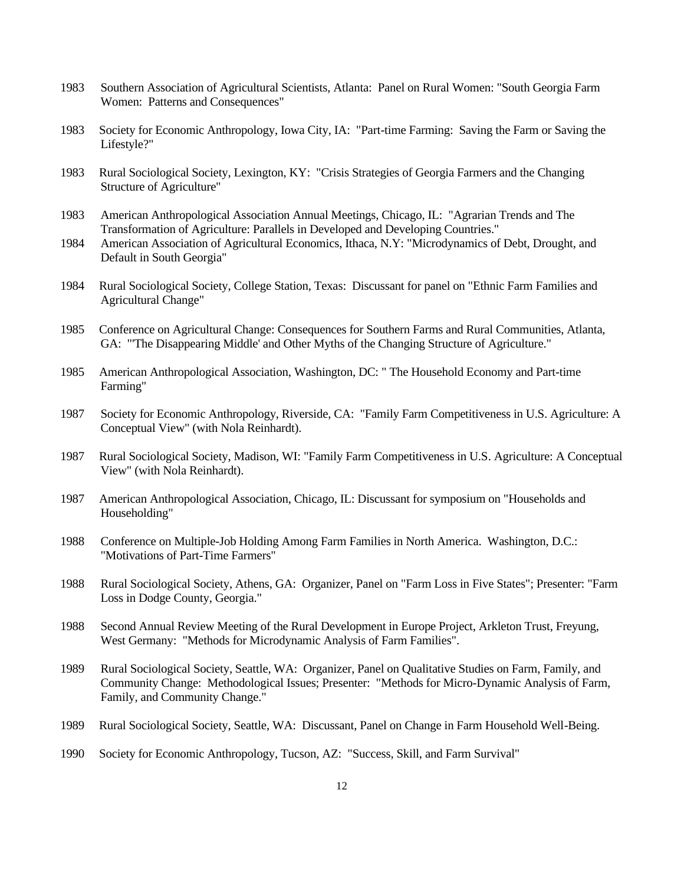1983 Southern Association of Agricultural Scientists, Atlanta: Panel on Rural Women: "South Georgia Farm Women: Patterns and Consequences"

1983 Society for Economic Anthropology, Iowa City, IA: "Part-time Farming: Saving the Farm or Saving the Lifestyle?"

1983 Rural Sociological Society, Lexington, KY: "Crisis Strategies of Georgia Farmers and the Changing Structure of Agriculture"

1983 American Anthropological Association Annual Meetings, Chicago, IL: "Agrarian Trends and The Transformation of Agriculture: Parallels in Developed and Developing Countries."

1984 American Association of Agricultural Economics, Ithaca, N.Y: "Microdynamics of Debt, Drought, and Default in South Georgia"

1984 Rural Sociological Society, College Station, Texas: Discussant for panel on "Ethnic Farm Families and Agricultural Change"

1985 Conference on Agricultural Change: Consequences for Southern Farms and Rural Communities, Atlanta, GA: "'The Disappearing Middle' and Other Myths of the Changing Structure of Agriculture."

1985 American Anthropological Association, Washington, DC: " The Household Economy and Part-time Farming"

1987 Society for Economic Anthropology, Riverside, CA: "Family Farm Competitiveness in U.S. Agriculture: A Conceptual View" (with Nola Reinhardt).

1987 Rural Sociological Society, Madison, WI: "Family Farm Competitiveness in U.S. Agriculture: A Conceptual View" (with Nola Reinhardt).

1987 American Anthropological Association, Chicago, IL: Discussant for symposium on "Households and Householding"

1988 Conference on Multiple-Job Holding Among Farm Families in North America. Washington, D.C.: "Motivations of Part-Time Farmers"

1988 Rural Sociological Society, Athens, GA: Organizer, Panel on "Farm Loss in Five States"; Presenter: "Farm Loss in Dodge County, Georgia."

1988 Second Annual Review Meeting of the Rural Development in Europe Project, Arkleton Trust, Freyung, West Germany: "Methods for Microdynamic Analysis of Farm Families".

1989 Rural Sociological Society, Seattle, WA: Organizer, Panel on Qualitative Studies on Farm, Family, and Community Change: Methodological Issues; Presenter: "Methods for Micro-Dynamic Analysis of Farm, Family, and Community Change."

1989 Rural Sociological Society, Seattle, WA: Discussant, Panel on Change in Farm Household Well-Being.

1990 Society for Economic Anthropology, Tucson, AZ: "Success, Skill, and Farm Survival"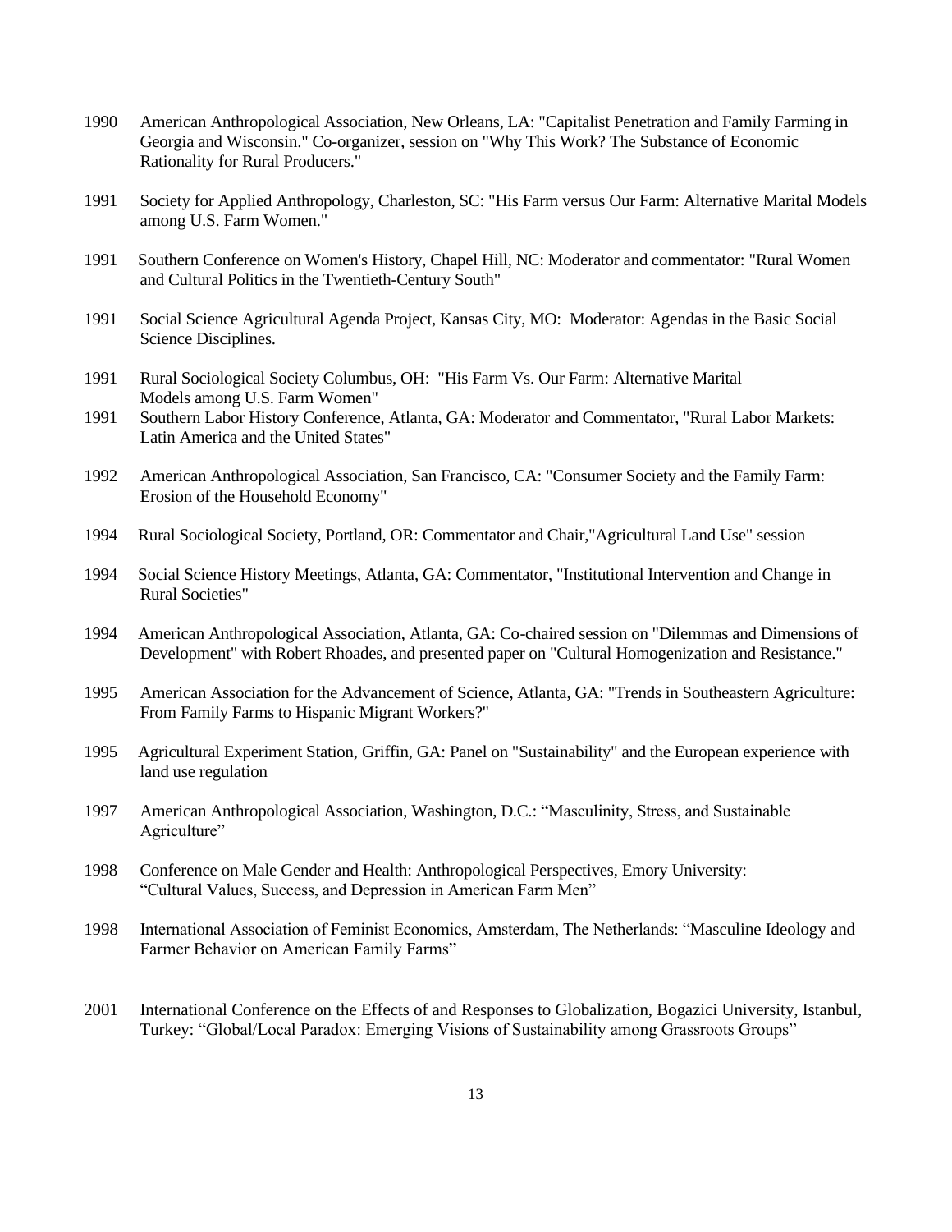1990 American Anthropological Association, New Orleans, LA: "Capitalist Penetration and Family Farming in Georgia and Wisconsin." Co-organizer, session on "Why This Work? The Substance of Economic Rationality for Rural Producers."

1991 Society for Applied Anthropology, Charleston, SC: "His Farm versus Our Farm: Alternative Marital Models among U.S. Farm Women."

1991 Southern Conference on Women's History, Chapel Hill, NC: Moderator and commentator: "Rural Women and Cultural Politics in the Twentieth-Century South"

1991 Social Science Agricultural Agenda Project, Kansas City, MO: Moderator: Agendas in the Basic Social Science Disciplines.

1991 Rural Sociological Society Columbus, OH: "His Farm Vs. Our Farm: Alternative Marital Models among U.S. Farm Women"

1991 Southern Labor History Conference, Atlanta, GA: Moderator and Commentator, "Rural Labor Markets: Latin America and the United States"

1992 American Anthropological Association, San Francisco, CA: "Consumer Society and the Family Farm: Erosion of the Household Economy"

1994 Rural Sociological Society, Portland, OR: Commentator and Chair,"Agricultural Land Use" session

1994 Social Science History Meetings, Atlanta, GA: Commentator, "Institutional Intervention and Change in Rural Societies"

1994 American Anthropological Association, Atlanta, GA: Co-chaired session on "Dilemmas and Dimensions of Development" with Robert Rhoades, and presented paper on "Cultural Homogenization and Resistance."

1995 American Association for the Advancement of Science, Atlanta, GA: "Trends in Southeastern Agriculture: From Family Farms to Hispanic Migrant Workers?"

1995 Agricultural Experiment Station, Griffin, GA: Panel on "Sustainability" and the European experience with land use regulation

1997 American Anthropological Association, Washington, D.C.: "Masculinity, Stress, and Sustainable Agriculture"

1998 Conference on Male Gender and Health: Anthropological Perspectives, Emory University: "Cultural Values, Success, and Depression in American Farm Men"

1998 International Association of Feminist Economics, Amsterdam, The Netherlands: "Masculine Ideology and Farmer Behavior on American Family Farms"

2001 International Conference on the Effects of and Responses to Globalization, Bogazici University, Istanbul, Turkey: "Global/Local Paradox: Emerging Visions of Sustainability among Grassroots Groups"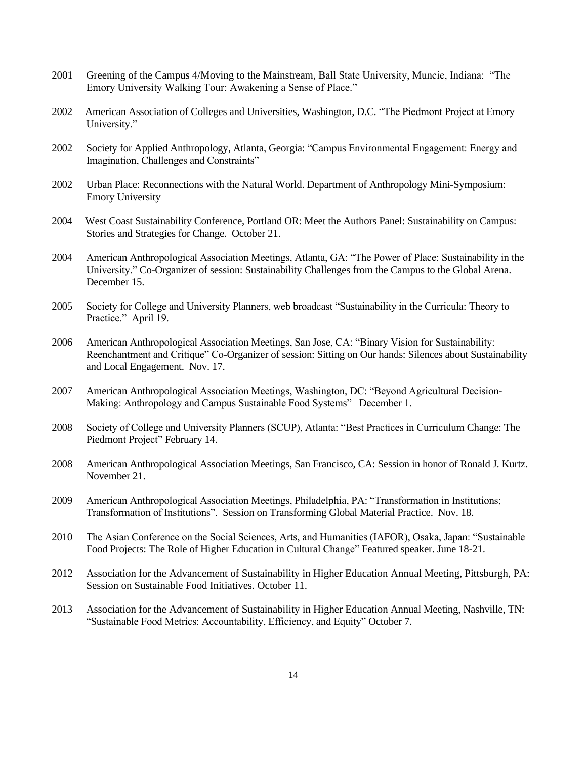2001 Greening of the Campus 4/Moving to the Mainstream, Ball State University, Muncie, Indiana: "The Emory University Walking Tour: Awakening a Sense of Place."

2002 American Association of Colleges and Universities, Washington, D.C. "The Piedmont Project at Emory University."

2002 Society for Applied Anthropology, Atlanta, Georgia: "Campus Environmental Engagement: Energy and Imagination, Challenges and Constraints"

2002 Urban Place: Reconnections with the Natural World. Department of Anthropology Mini-Symposium: Emory University

2004 West Coast Sustainability Conference, Portland OR: Meet the Authors Panel: Sustainability on Campus: Stories and Strategies for Change. October 21.

2004 American Anthropological Association Meetings, Atlanta, GA: "The Power of Place: Sustainability in the University." Co-Organizer of session: Sustainability Challenges from the Campus to the Global Arena. December 15.

2005 Society for College and University Planners, web broadcast "Sustainability in the Curricula: Theory to Practice." April 19.

2006 American Anthropological Association Meetings, San Jose, CA: "Binary Vision for Sustainability: Reenchantment and Critique" Co-Organizer of session: Sitting on Our hands: Silences about Sustainability and Local Engagement. Nov. 17.

2007 American Anthropological Association Meetings, Washington, DC: "Beyond Agricultural Decision-Making: Anthropology and Campus Sustainable Food Systems" December 1.

2008 Society of College and University Planners (SCUP), Atlanta: "Best Practices in Curriculum Change: The Piedmont Project" February 14.

2008 American Anthropological Association Meetings, San Francisco, CA: Session in honor of Ronald J. Kurtz. November 21.

2009 American Anthropological Association Meetings, Philadelphia, PA: "Transformation in Institutions; Transformation of Institutions". Session on Transforming Global Material Practice. Nov. 18.

2010 The Asian Conference on the Social Sciences, Arts, and Humanities (IAFOR), Osaka, Japan: "Sustainable Food Projects: The Role of Higher Education in Cultural Change" Featured speaker. June 18-21.

2012 Association for the Advancement of Sustainability in Higher Education Annual Meeting, Pittsburgh, PA: Session on Sustainable Food Initiatives. October 11.

2013 Association for the Advancement of Sustainability in Higher Education Annual Meeting, Nashville, TN: "Sustainable Food Metrics: Accountability, Efficiency, and Equity" October 7.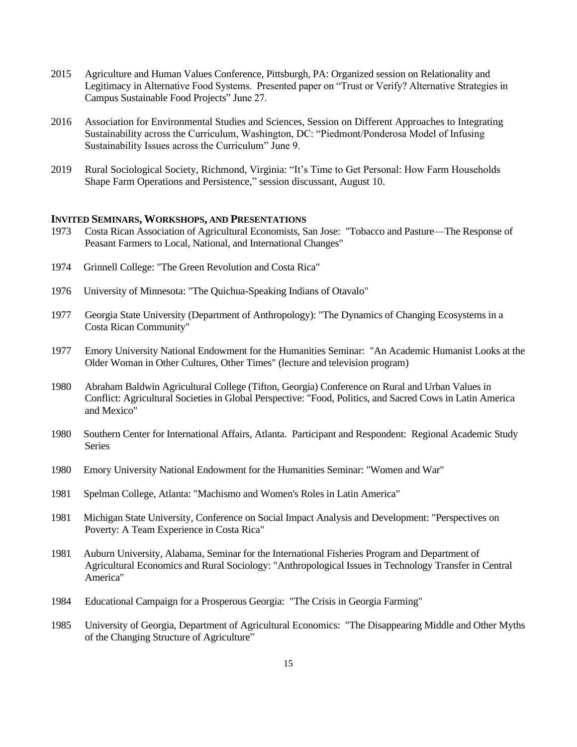2015 Agriculture and Human Values Conference, Pittsburgh, PA: Organized session on Relationality and Legitimacy in Alternative Food Systems. Presented paper on "Trust or Verify? Alternative Strategies in Campus Sustainable Food Projects" June 27.

2016 Association for Environmental Studies and Sciences, Session on Different Approaches to Integrating Sustainability across the Curriculum, Washington, DC: "Piedmont/Ponderosa Model of Infusing Sustainability Issues across the Curriculum" June 9.

2019 Rural Sociological Society, Richmond, Virginia: "It's Time to Get Personal: How Farm Households Shape Farm Operations and Persistence," session discussant, August 10.

### INVITED SEMINARS, WORKSHOPS, AND PRESENTATIONS

1973 Costa Rican Association of Agricultural Economists, San Jose: "Tobacco and Pasture—The Response of Peasant Farmers to Local, National, and International Changes"

1974 Grinnell College: "The Green Revolution and Costa Rica"

1976 University of Minnesota: "The Quichua-Speaking Indians of Otavalo"

1977 Georgia State University (Department of Anthropology): "The Dynamics of Changing Ecosystems in a Costa Rican Community"

1977 Emory University National Endowment for the Humanities Seminar: "An Academic Humanist Looks at the Older Woman in Other Cultures, Other Times" (lecture and television program)

1980 Abraham Baldwin Agricultural College (Tifton, Georgia) Conference on Rural and Urban Values in Conflict: Agricultural Societies in Global Perspective: "Food, Politics, and Sacred Cows in Latin America and Mexico"

1980 Southern Center for International Affairs, Atlanta. Participant and Respondent: Regional Academic Study Series

1980 Emory University National Endowment for the Humanities Seminar: "Women and War"

1981 Spelman College, Atlanta: "Machismo and Women's Roles in Latin America"

1981 Michigan State University, Conference on Social Impact Analysis and Development: "Perspectives on Poverty: A Team Experience in Costa Rica"

1981 Auburn University, Alabama, Seminar for the International Fisheries Program and Department of Agricultural Economics and Rural Sociology: "Anthropological Issues in Technology Transfer in Central America"

1984 Educational Campaign for a Prosperous Georgia: "The Crisis in Georgia Farming"

1985 University of Georgia, Department of Agricultural Economics: "The Disappearing Middle and Other Myths of the Changing Structure of Agriculture"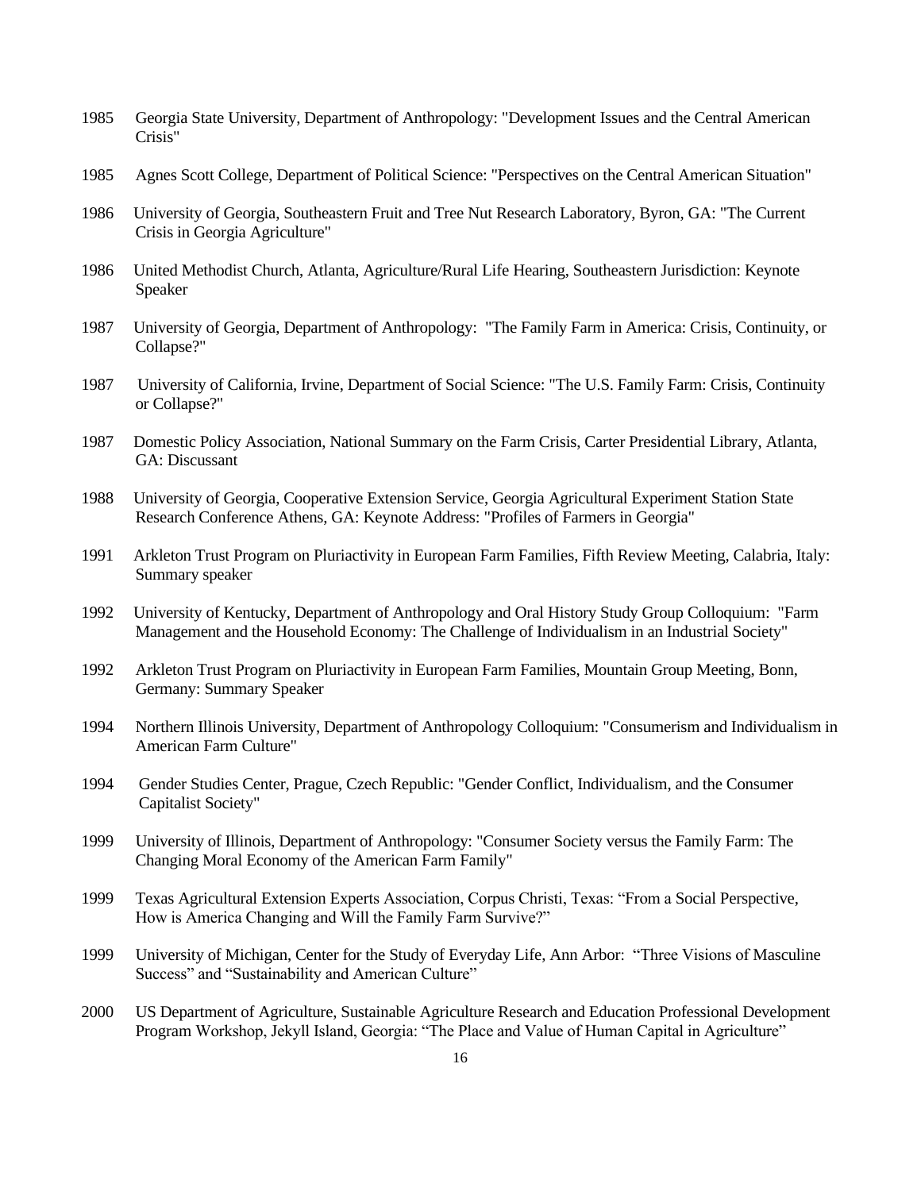1985 Georgia State University, Department of Anthropology: "Development Issues and the Central American Crisis"

1985 Agnes Scott College, Department of Political Science: "Perspectives on the Central American Situation"

1986 University of Georgia, Southeastern Fruit and Tree Nut Research Laboratory, Byron, GA: "The Current Crisis in Georgia Agriculture"

1986 United Methodist Church, Atlanta, Agriculture/Rural Life Hearing, Southeastern Jurisdiction: Keynote Speaker

1987 University of Georgia, Department of Anthropology: "The Family Farm in America: Crisis, Continuity, or Collapse?"

1987 University of California, Irvine, Department of Social Science: "The U.S. Family Farm: Crisis, Continuity or Collapse?"

1987 Domestic Policy Association, National Summary on the Farm Crisis, Carter Presidential Library, Atlanta, GA: Discussant

1988 University of Georgia, Cooperative Extension Service, Georgia Agricultural Experiment Station State Research Conference Athens, GA: Keynote Address: "Profiles of Farmers in Georgia"

1991 Arkleton Trust Program on Pluriactivity in European Farm Families, Fifth Review Meeting, Calabria, Italy: Summary speaker

1992 University of Kentucky, Department of Anthropology and Oral History Study Group Colloquium: "Farm Management and the Household Economy: The Challenge of Individualism in an Industrial Society"

1992 Arkleton Trust Program on Pluriactivity in European Farm Families, Mountain Group Meeting, Bonn, Germany: Summary Speaker

1994 Northern Illinois University, Department of Anthropology Colloquium: "Consumerism and Individualism in American Farm Culture"

1994 Gender Studies Center, Prague, Czech Republic: "Gender Conflict, Individualism, and the Consumer Capitalist Society"

1999 University of Illinois, Department of Anthropology: "Consumer Society versus the Family Farm: The Changing Moral Economy of the American Farm Family"

1999 Texas Agricultural Extension Experts Association, Corpus Christi, Texas: "From a Social Perspective, How is America Changing and Will the Family Farm Survive?"

1999 University of Michigan, Center for the Study of Everyday Life, Ann Arbor: "Three Visions of Masculine Success" and "Sustainability and American Culture"

2000 US Department of Agriculture, Sustainable Agriculture Research and Education Professional Development Program Workshop, Jekyll Island, Georgia: "The Place and Value of Human Capital in Agriculture"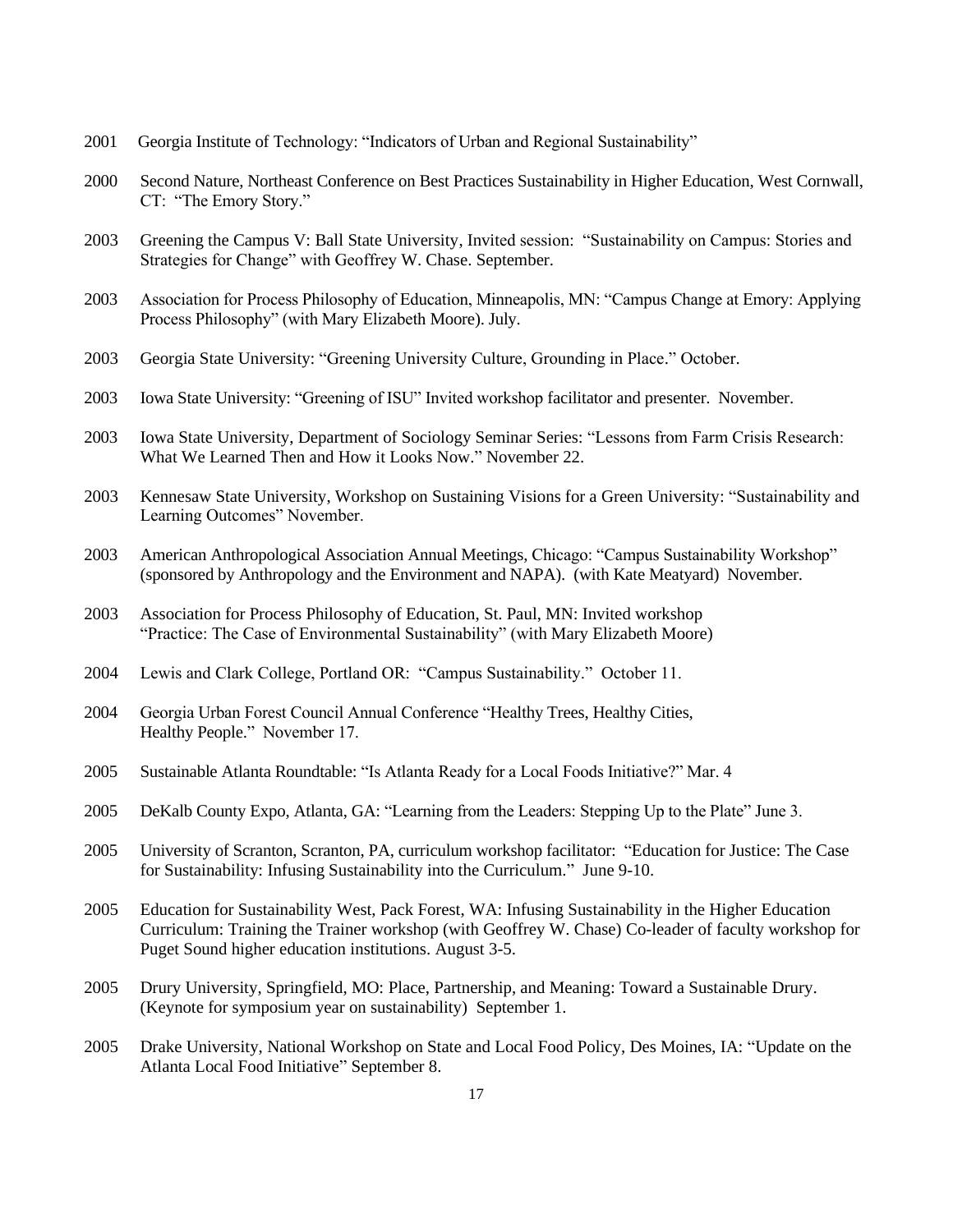2001 Georgia Institute of Technology: "Indicators of Urban and Regional Sustainability"

2000 Second Nature, Northeast Conference on Best Practices Sustainability in Higher Education, West Cornwall, CT: "The Emory Story."

2003 Greening the Campus V: Ball State University, Invited session: "Sustainability on Campus: Stories and Strategies for Change" with Geoffrey W. Chase. September.

2003 Association for Process Philosophy of Education, Minneapolis, MN: "Campus Change at Emory: Applying Process Philosophy" (with Mary Elizabeth Moore). July.

2003 Georgia State University: "Greening University Culture, Grounding in Place." October.

2003 Iowa State University: "Greening of ISU" Invited workshop facilitator and presenter. November.

2003 Iowa State University, Department of Sociology Seminar Series: "Lessons from Farm Crisis Research: What We Learned Then and How it Looks Now." November 22.

2003 Kennesaw State University, Workshop on Sustaining Visions for a Green University: "Sustainability and Learning Outcomes" November.

2003 American Anthropological Association Annual Meetings, Chicago: "Campus Sustainability Workshop" (sponsored by Anthropology and the Environment and NAPA). (with Kate Meatyard) November.

2003 Association for Process Philosophy of Education, St. Paul, MN: Invited workshop "Practice: The Case of Environmental Sustainability" (with Mary Elizabeth Moore)

2004 Lewis and Clark College, Portland OR: "Campus Sustainability." October 11.

2004 Georgia Urban Forest Council Annual Conference "Healthy Trees, Healthy Cities, Healthy People." November 17.

2005 Sustainable Atlanta Roundtable: "Is Atlanta Ready for a Local Foods Initiative?" Mar. 4

2005 DeKalb County Expo, Atlanta, GA: "Learning from the Leaders: Stepping Up to the Plate" June 3.

2005 University of Scranton, Scranton, PA, curriculum workshop facilitator: "Education for Justice: The Case for Sustainability: Infusing Sustainability into the Curriculum." June 9-10.

2005 Education for Sustainability West, Pack Forest, WA: Infusing Sustainability in the Higher Education Curriculum: Training the Trainer workshop (with Geoffrey W. Chase) Co-leader of faculty workshop for Puget Sound higher education institutions. August 3-5.

2005 Drury University, Springfield, MO: Place, Partnership, and Meaning: Toward a Sustainable Drury. (Keynote for symposium year on sustainability) September 1.

2005 Drake University, National Workshop on State and Local Food Policy, Des Moines, IA: "Update on the Atlanta Local Food Initiative" September 8.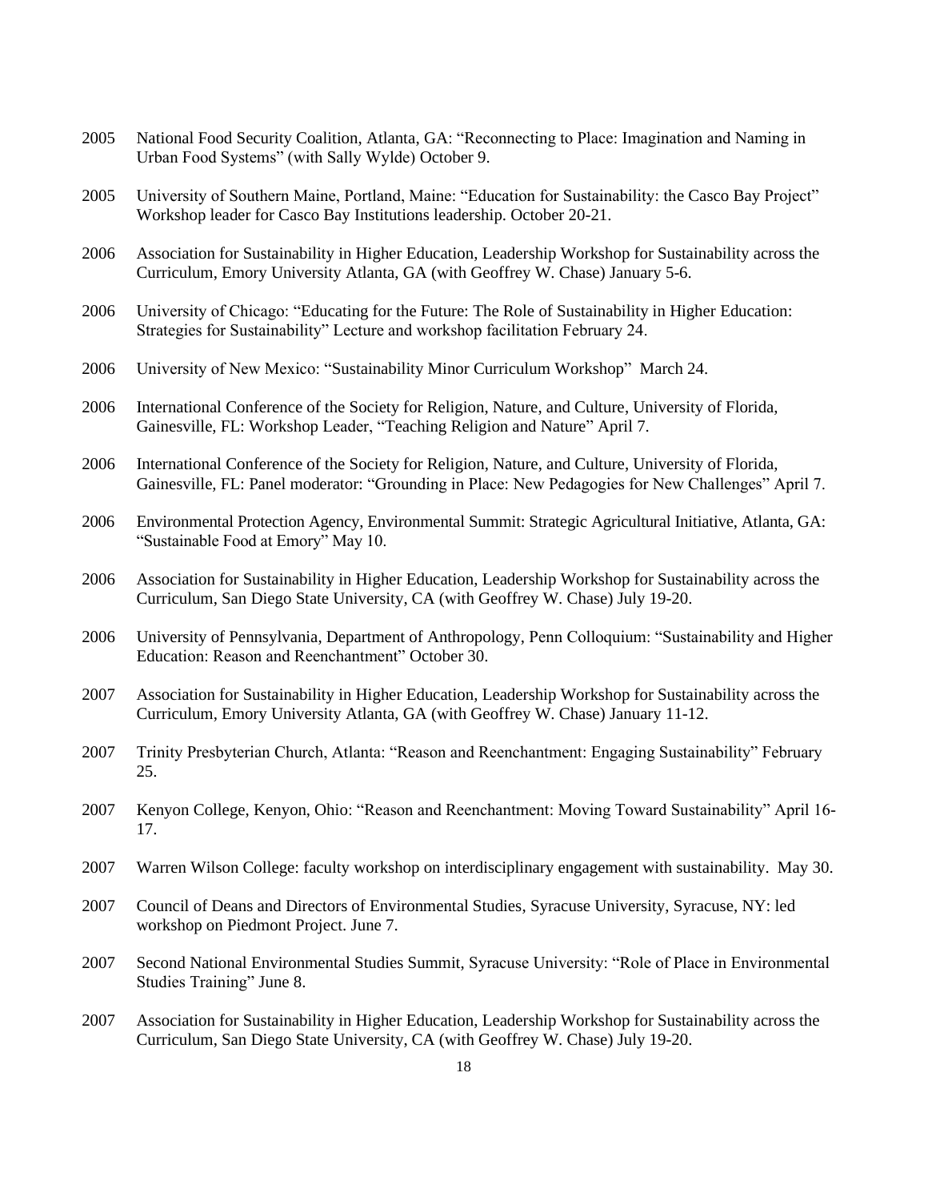2005 National Food Security Coalition, Atlanta, GA: "Reconnecting to Place: Imagination and Naming in Urban Food Systems" (with Sally Wylde) October 9.

2005 University of Southern Maine, Portland, Maine: "Education for Sustainability: the Casco Bay Project" Workshop leader for Casco Bay Institutions leadership. October 20-21.

2006 Association for Sustainability in Higher Education, Leadership Workshop for Sustainability across the Curriculum, Emory University Atlanta, GA (with Geoffrey W. Chase) January 5-6.

2006 University of Chicago: "Educating for the Future: The Role of Sustainability in Higher Education: Strategies for Sustainability" Lecture and workshop facilitation February 24.

2006 University of New Mexico: "Sustainability Minor Curriculum Workshop" March 24.

2006 International Conference of the Society for Religion, Nature, and Culture, University of Florida, Gainesville, FL: Workshop Leader, "Teaching Religion and Nature" April 7.

2006 International Conference of the Society for Religion, Nature, and Culture, University of Florida, Gainesville, FL: Panel moderator: "Grounding in Place: New Pedagogies for New Challenges" April 7.

2006 Environmental Protection Agency, Environmental Summit: Strategic Agricultural Initiative, Atlanta, GA: "Sustainable Food at Emory" May 10.

2006 Association for Sustainability in Higher Education, Leadership Workshop for Sustainability across the Curriculum, San Diego State University, CA (with Geoffrey W. Chase) July 19-20.

2006 University of Pennsylvania, Department of Anthropology, Penn Colloquium: "Sustainability and Higher Education: Reason and Reenchantment" October 30.

2007 Association for Sustainability in Higher Education, Leadership Workshop for Sustainability across the Curriculum, Emory University Atlanta, GA (with Geoffrey W. Chase) January 11-12.

2007 Trinity Presbyterian Church, Atlanta: "Reason and Reenchantment: Engaging Sustainability" February 25.

2007 Kenyon College, Kenyon, Ohio: "Reason and Reenchantment: Moving Toward Sustainability" April 16-17.

2007 Warren Wilson College: faculty workshop on interdisciplinary engagement with sustainability. May 30.

2007 Council of Deans and Directors of Environmental Studies, Syracuse University, Syracuse, NY: led workshop on Piedmont Project. June 7.

2007 Second National Environmental Studies Summit, Syracuse University: "Role of Place in Environmental Studies Training" June 8.

2007 Association for Sustainability in Higher Education, Leadership Workshop for Sustainability across the Curriculum, San Diego State University, CA (with Geoffrey W. Chase) July 19-20.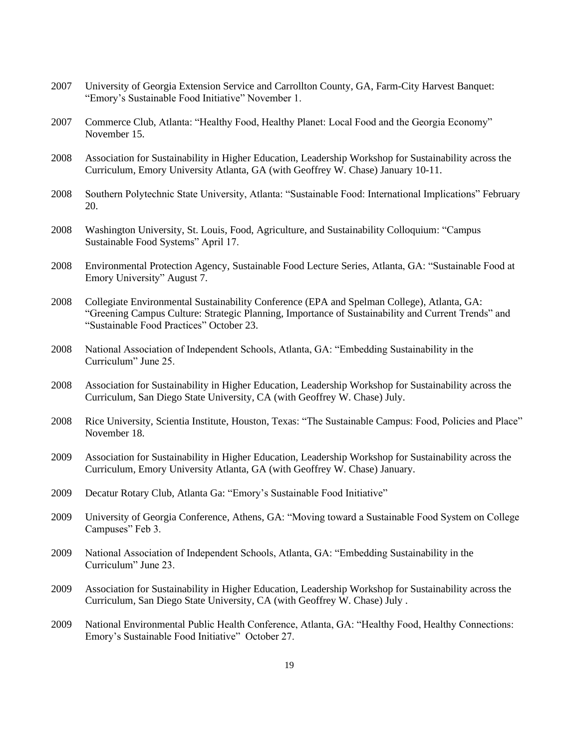2007 University of Georgia Extension Service and Carrollton County, GA, Farm-City Harvest Banquet: "Emory's Sustainable Food Initiative" November 1.

2007 Commerce Club, Atlanta: "Healthy Food, Healthy Planet: Local Food and the Georgia Economy" November 15.

2008 Association for Sustainability in Higher Education, Leadership Workshop for Sustainability across the Curriculum, Emory University Atlanta, GA (with Geoffrey W. Chase) January 10-11.

2008 Southern Polytechnic State University, Atlanta: "Sustainable Food: International Implications" February 20.

2008 Washington University, St. Louis, Food, Agriculture, and Sustainability Colloquium: "Campus Sustainable Food Systems" April 17.

2008 Environmental Protection Agency, Sustainable Food Lecture Series, Atlanta, GA: "Sustainable Food at Emory University" August 7.

2008 Collegiate Environmental Sustainability Conference (EPA and Spelman College), Atlanta, GA: "Greening Campus Culture: Strategic Planning, Importance of Sustainability and Current Trends" and "Sustainable Food Practices" October 23.

2008 National Association of Independent Schools, Atlanta, GA: "Embedding Sustainability in the Curriculum" June 25.

2008 Association for Sustainability in Higher Education, Leadership Workshop for Sustainability across the Curriculum, San Diego State University, CA (with Geoffrey W. Chase) July.

2008 Rice University, Scientia Institute, Houston, Texas: "The Sustainable Campus: Food, Policies and Place" November 18.

2009 Association for Sustainability in Higher Education, Leadership Workshop for Sustainability across the Curriculum, Emory University Atlanta, GA (with Geoffrey W. Chase) January.

2009 Decatur Rotary Club, Atlanta Ga: "Emory's Sustainable Food Initiative"

2009 University of Georgia Conference, Athens, GA: "Moving toward a Sustainable Food System on College Campuses" Feb 3.

2009 National Association of Independent Schools, Atlanta, GA: "Embedding Sustainability in the Curriculum" June 23.

2009 Association for Sustainability in Higher Education, Leadership Workshop for Sustainability across the Curriculum, San Diego State University, CA (with Geoffrey W. Chase) July .

2009 National Environmental Public Health Conference, Atlanta, GA: "Healthy Food, Healthy Connections: Emory's Sustainable Food Initiative" October 27.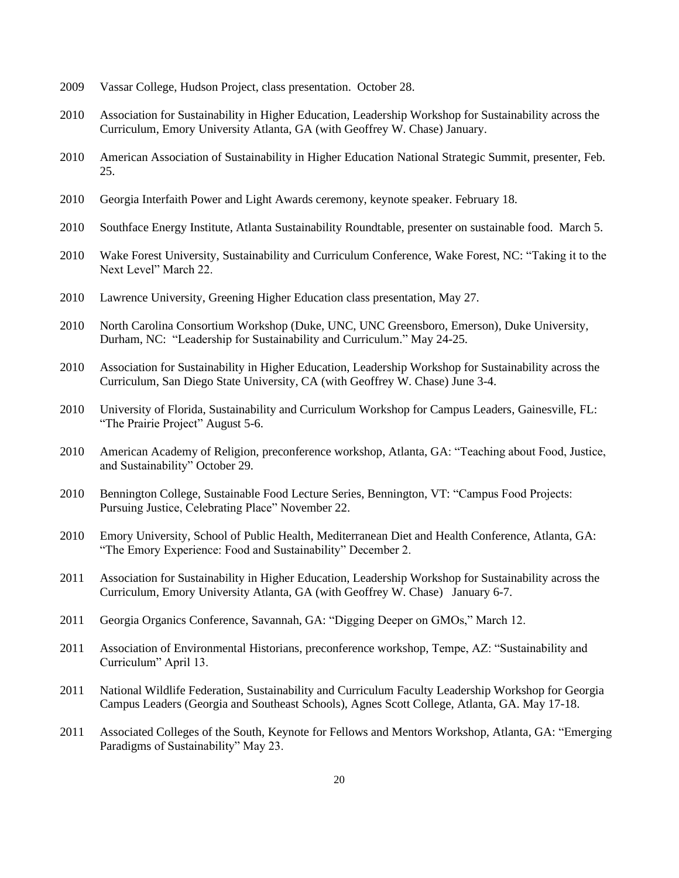2009 Vassar College, Hudson Project, class presentation. October 28.

2010 Association for Sustainability in Higher Education, Leadership Workshop for Sustainability across the Curriculum, Emory University Atlanta, GA (with Geoffrey W. Chase) January.

2010 American Association of Sustainability in Higher Education National Strategic Summit, presenter, Feb. 25.

2010 Georgia Interfaith Power and Light Awards ceremony, keynote speaker. February 18.

2010 Southface Energy Institute, Atlanta Sustainability Roundtable, presenter on sustainable food. March 5.

2010 Wake Forest University, Sustainability and Curriculum Conference, Wake Forest, NC: "Taking it to the Next Level" March 22.

2010 Lawrence University, Greening Higher Education class presentation, May 27.

2010 North Carolina Consortium Workshop (Duke, UNC, UNC Greensboro, Emerson), Duke University, Durham, NC: "Leadership for Sustainability and Curriculum." May 24-25.

2010 Association for Sustainability in Higher Education, Leadership Workshop for Sustainability across the Curriculum, San Diego State University, CA (with Geoffrey W. Chase) June 3-4.

2010 University of Florida, Sustainability and Curriculum Workshop for Campus Leaders, Gainesville, FL: "The Prairie Project" August 5-6.

2010 American Academy of Religion, preconference workshop, Atlanta, GA: "Teaching about Food, Justice, and Sustainability" October 29.

2010 Bennington College, Sustainable Food Lecture Series, Bennington, VT: "Campus Food Projects: Pursuing Justice, Celebrating Place" November 22.

2010 Emory University, School of Public Health, Mediterranean Diet and Health Conference, Atlanta, GA: "The Emory Experience: Food and Sustainability" December 2.

2011 Association for Sustainability in Higher Education, Leadership Workshop for Sustainability across the Curriculum, Emory University Atlanta, GA (with Geoffrey W. Chase) January 6-7.

2011 Georgia Organics Conference, Savannah, GA: "Digging Deeper on GMOs," March 12.

2011 Association of Environmental Historians, preconference workshop, Tempe, AZ: "Sustainability and Curriculum" April 13.

2011 National Wildlife Federation, Sustainability and Curriculum Faculty Leadership Workshop for Georgia Campus Leaders (Georgia and Southeast Schools), Agnes Scott College, Atlanta, GA. May 17-18.

2011 Associated Colleges of the South, Keynote for Fellows and Mentors Workshop, Atlanta, GA: "Emerging Paradigms of Sustainability" May 23.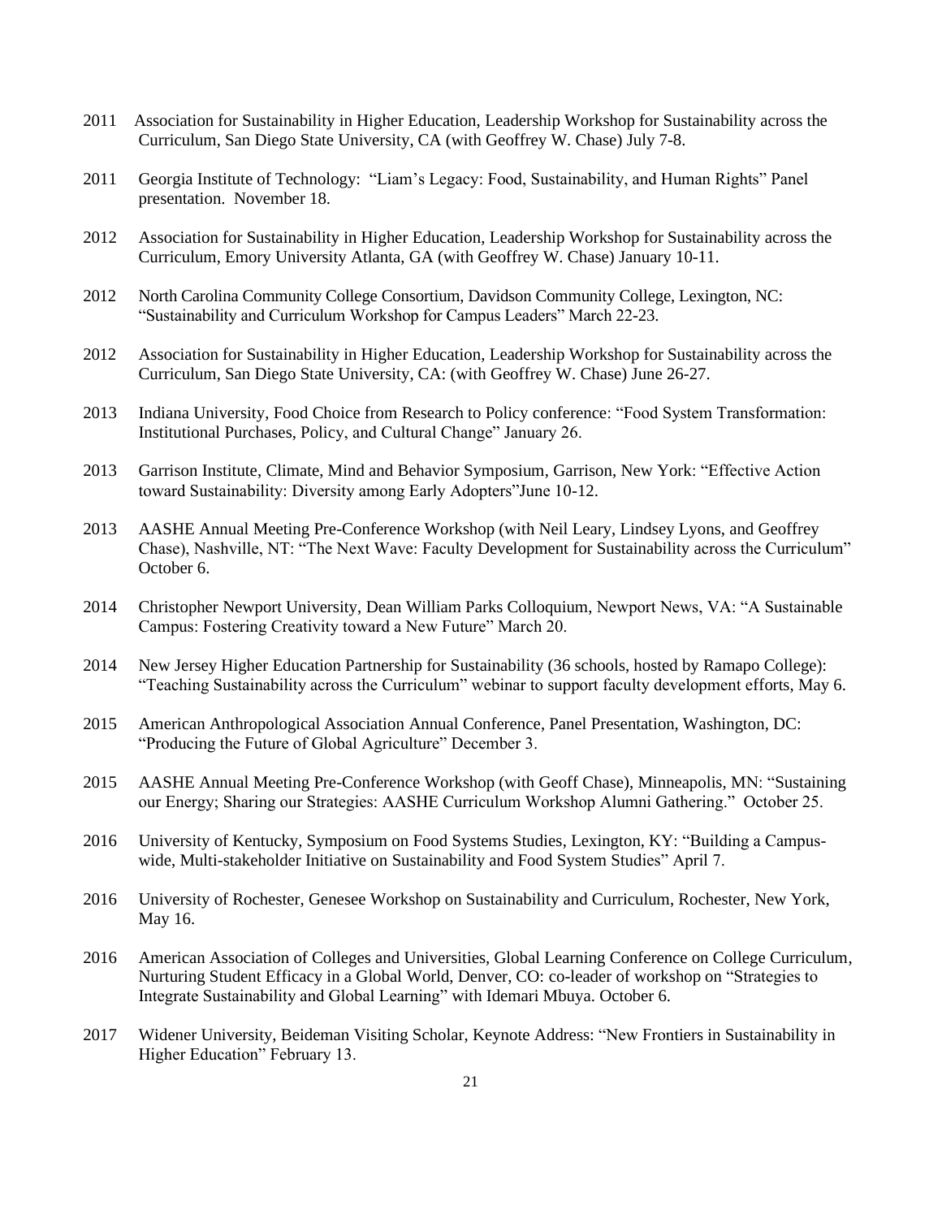2011 Association for Sustainability in Higher Education, Leadership Workshop for Sustainability across the Curriculum, San Diego State University, CA (with Geoffrey W. Chase) July 7-8.

2011 Georgia Institute of Technology: "Liam's Legacy: Food, Sustainability, and Human Rights" Panel presentation. November 18.

2012 Association for Sustainability in Higher Education, Leadership Workshop for Sustainability across the Curriculum, Emory University Atlanta, GA (with Geoffrey W. Chase) January 10-11.

2012 North Carolina Community College Consortium, Davidson Community College, Lexington, NC: "Sustainability and Curriculum Workshop for Campus Leaders" March 22-23.

2012 Association for Sustainability in Higher Education, Leadership Workshop for Sustainability across the Curriculum, San Diego State University, CA: (with Geoffrey W. Chase) June 26-27.

2013 Indiana University, Food Choice from Research to Policy conference: "Food System Transformation: Institutional Purchases, Policy, and Cultural Change" January 26.

2013 Garrison Institute, Climate, Mind and Behavior Symposium, Garrison, New York: "Effective Action toward Sustainability: Diversity among Early Adopters"June 10-12.

2013 AASHE Annual Meeting Pre-Conference Workshop (with Neil Leary, Lindsey Lyons, and Geoffrey Chase), Nashville, NT: "The Next Wave: Faculty Development for Sustainability across the Curriculum" October 6.

2014 Christopher Newport University, Dean William Parks Colloquium, Newport News, VA: "A Sustainable Campus: Fostering Creativity toward a New Future" March 20.

2014 New Jersey Higher Education Partnership for Sustainability (36 schools, hosted by Ramapo College): "Teaching Sustainability across the Curriculum" webinar to support faculty development efforts, May 6.

2015 American Anthropological Association Annual Conference, Panel Presentation, Washington, DC: "Producing the Future of Global Agriculture" December 3.

2015 AASHE Annual Meeting Pre-Conference Workshop (with Geoff Chase), Minneapolis, MN: "Sustaining our Energy; Sharing our Strategies: AASHE Curriculum Workshop Alumni Gathering." October 25.

2016 University of Kentucky, Symposium on Food Systems Studies, Lexington, KY: "Building a Campus-wide, Multi-stakeholder Initiative on Sustainability and Food System Studies" April 7.

2016 University of Rochester, Genesee Workshop on Sustainability and Curriculum, Rochester, New York, May 16.

2016 American Association of Colleges and Universities, Global Learning Conference on College Curriculum, Nurturing Student Efficacy in a Global World, Denver, CO: co-leader of workshop on "Strategies to Integrate Sustainability and Global Learning" with Idemari Mbuya. October 6.

2017 Widener University, Beideman Visiting Scholar, Keynote Address: "New Frontiers in Sustainability in Higher Education" February 13.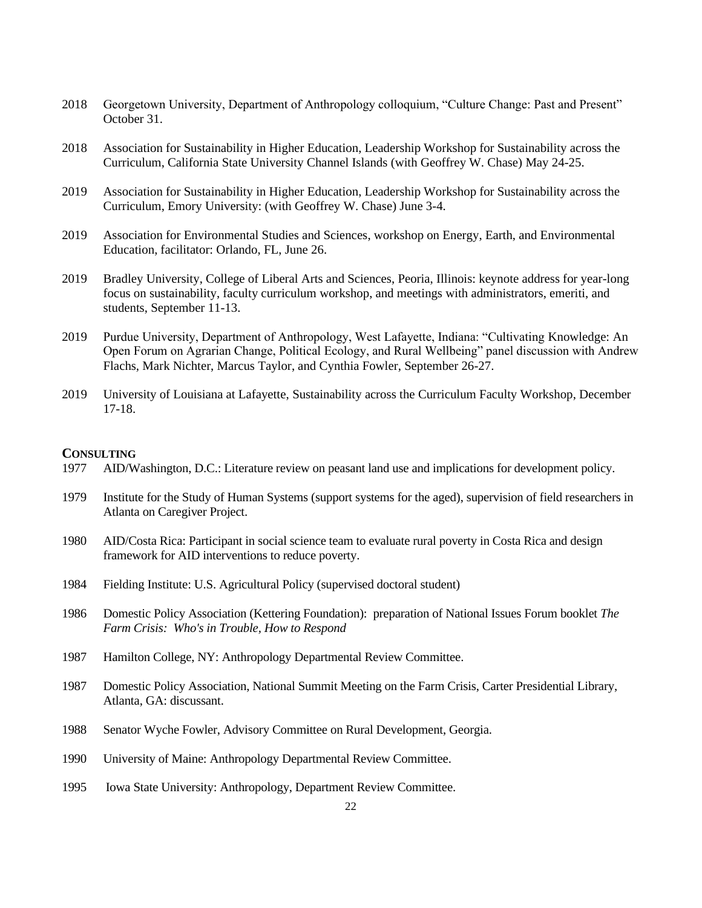2018 Georgetown University, Department of Anthropology colloquium, "Culture Change: Past and Present" October 31.

2018 Association for Sustainability in Higher Education, Leadership Workshop for Sustainability across the Curriculum, California State University Channel Islands (with Geoffrey W. Chase) May 24-25.

2019 Association for Sustainability in Higher Education, Leadership Workshop for Sustainability across the Curriculum, Emory University: (with Geoffrey W. Chase) June 3-4.

2019 Association for Environmental Studies and Sciences, workshop on Energy, Earth, and Environmental Education, facilitator: Orlando, FL, June 26.

2019 Bradley University, College of Liberal Arts and Sciences, Peoria, Illinois: keynote address for year-long focus on sustainability, faculty curriculum workshop, and meetings with administrators, emeriti, and students, September 11-13.

2019 Purdue University, Department of Anthropology, West Lafayette, Indiana: "Cultivating Knowledge: An Open Forum on Agrarian Change, Political Ecology, and Rural Wellbeing" panel discussion with Andrew Flachs, Mark Nichter, Marcus Taylor, and Cynthia Fowler, September 26-27.

2019 University of Louisiana at Lafayette, Sustainability across the Curriculum Faculty Workshop, December 17-18.

## CONSULTING

1977 AID/Washington, D.C.: Literature review on peasant land use and implications for development policy.

1979 Institute for the Study of Human Systems (support systems for the aged), supervision of field researchers in Atlanta on Caregiver Project.

1980 AID/Costa Rica: Participant in social science team to evaluate rural poverty in Costa Rica and design framework for AID interventions to reduce poverty.

1984 Fielding Institute: U.S. Agricultural Policy (supervised doctoral student)

1986 Domestic Policy Association (Kettering Foundation): preparation of National Issues Forum booklet *The Farm Crisis: Who's in Trouble, How to Respond*

1987 Hamilton College, NY: Anthropology Departmental Review Committee.

1987 Domestic Policy Association, National Summit Meeting on the Farm Crisis, Carter Presidential Library, Atlanta, GA: discussant.

1988 Senator Wyche Fowler, Advisory Committee on Rural Development, Georgia.

1990 University of Maine: Anthropology Departmental Review Committee.

1995 Iowa State University: Anthropology, Department Review Committee.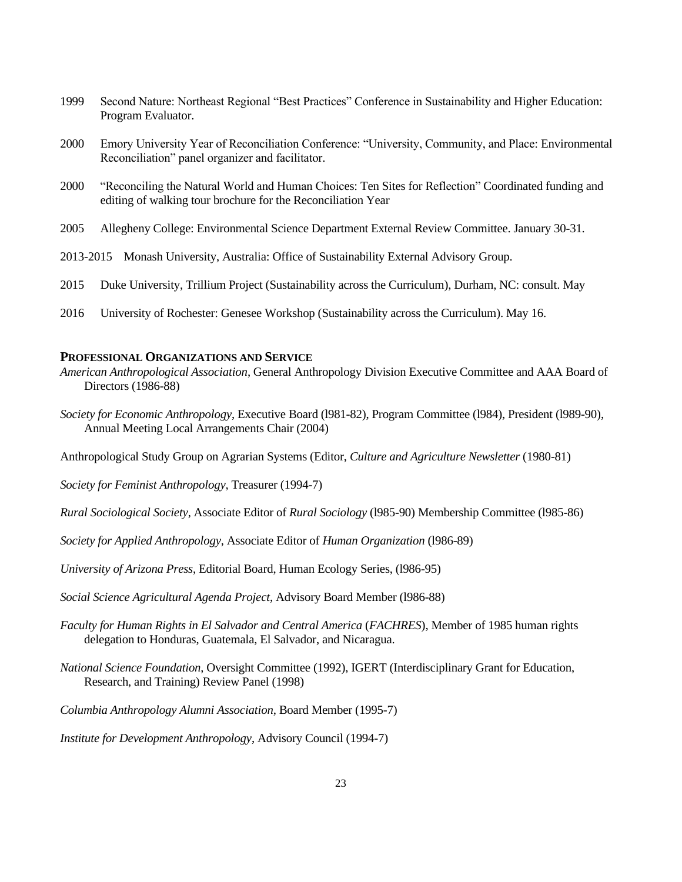1999 Second Nature: Northeast Regional "Best Practices" Conference in Sustainability and Higher Education: Program Evaluator.

2000 Emory University Year of Reconciliation Conference: "University, Community, and Place: Environmental Reconciliation" panel organizer and facilitator.

2000 "Reconciling the Natural World and Human Choices: Ten Sites for Reflection" Coordinated funding and editing of walking tour brochure for the Reconciliation Year

2005 Allegheny College: Environmental Science Department External Review Committee. January 30-31.

2013-2015 Monash University, Australia: Office of Sustainability External Advisory Group.

2015 Duke University, Trillium Project (Sustainability across the Curriculum), Durham, NC: consult. May

2016 University of Rochester: Genesee Workshop (Sustainability across the Curriculum). May 16.

## PROFESSIONAL ORGANIZATIONS AND SERVICE

*American Anthropological Association*, General Anthropology Division Executive Committee and AAA Board of Directors (1986-88)

*Society for Economic Anthropology*, Executive Board (l981-82), Program Committee (l984), President (l989-90), Annual Meeting Local Arrangements Chair (2004)

Anthropological Study Group on Agrarian Systems (Editor, *Culture and Agriculture Newsletter* (1980-81)

*Society for Feminist Anthropology*, Treasurer (1994-7)

*Rural Sociological Society*, Associate Editor of *Rural Sociology* (l985-90) Membership Committee (l985-86)

*Society for Applied Anthropology*, Associate Editor of *Human Organization* (l986-89)

*University of Arizona Press*, Editorial Board, Human Ecology Series, (l986-95)

*Social Science Agricultural Agenda Project*, Advisory Board Member (l986-88)

*Faculty for Human Rights in El Salvador and Central America* (*FACHRES*), Member of 1985 human rights delegation to Honduras, Guatemala, El Salvador, and Nicaragua.

*National Science Foundation*, Oversight Committee (1992), IGERT (Interdisciplinary Grant for Education, Research, and Training) Review Panel (1998)

*Columbia Anthropology Alumni Association*, Board Member (1995-7)

*Institute for Development Anthropology*, Advisory Council (1994-7)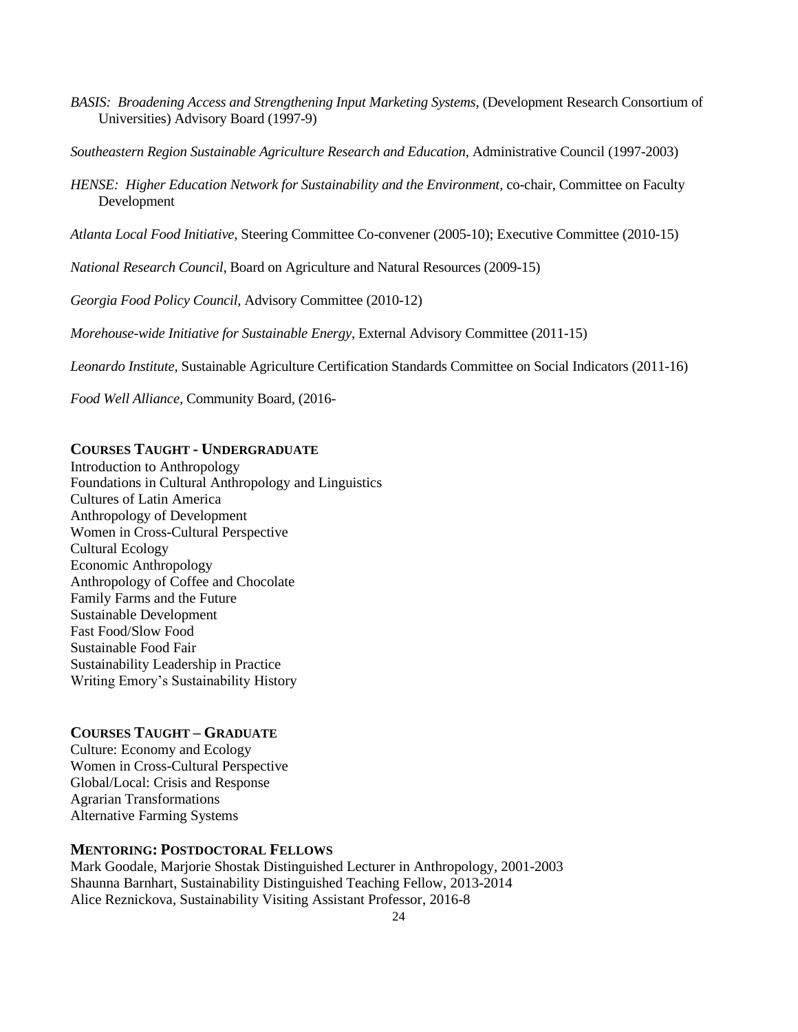*BASIS: Broadening Access and Strengthening Input Marketing Systems*, (Development Research Consortium of Universities) Advisory Board (1997-9)

*Southeastern Region Sustainable Agriculture Research and Education*, Administrative Council (1997-2003)

*HENSE: Higher Education Network for Sustainability and the Environment*, co-chair, Committee on Faculty Development

*Atlanta Local Food Initiative,* Steering Committee Co-convener (2005-10); Executive Committee (2010-15)

*National Research Council*, Board on Agriculture and Natural Resources (2009-15)

*Georgia Food Policy Council*, Advisory Committee (2010-12)

*Morehouse-wide Initiative for Sustainable Energy*, External Advisory Committee (2011-15)

*Leonardo Institute,* Sustainable Agriculture Certification Standards Committee on Social Indicators (2011-16)

*Food Well Alliance,* Community Board, (2016-

## COURSES TAUGHT - UNDERGRADUATE

Introduction to Anthropology
Foundations in Cultural Anthropology and Linguistics
Cultures of Latin America
Anthropology of Development
Women in Cross-Cultural Perspective
Cultural Ecology
Economic Anthropology
Anthropology of Coffee and Chocolate
Family Farms and the Future
Sustainable Development
Fast Food/Slow Food
Sustainable Food Fair
Sustainability Leadership in Practice
Writing Emory's Sustainability History

## COURSES TAUGHT – GRADUATE

Culture: Economy and Ecology
Women in Cross-Cultural Perspective
Global/Local: Crisis and Response
Agrarian Transformations
Alternative Farming Systems

## MENTORING: POSTDOCTORAL FELLOWS

Mark Goodale, Marjorie Shostak Distinguished Lecturer in Anthropology, 2001-2003
Shaunna Barnhart, Sustainability Distinguished Teaching Fellow, 2013-2014
Alice Reznickova, Sustainability Visiting Assistant Professor, 2016-8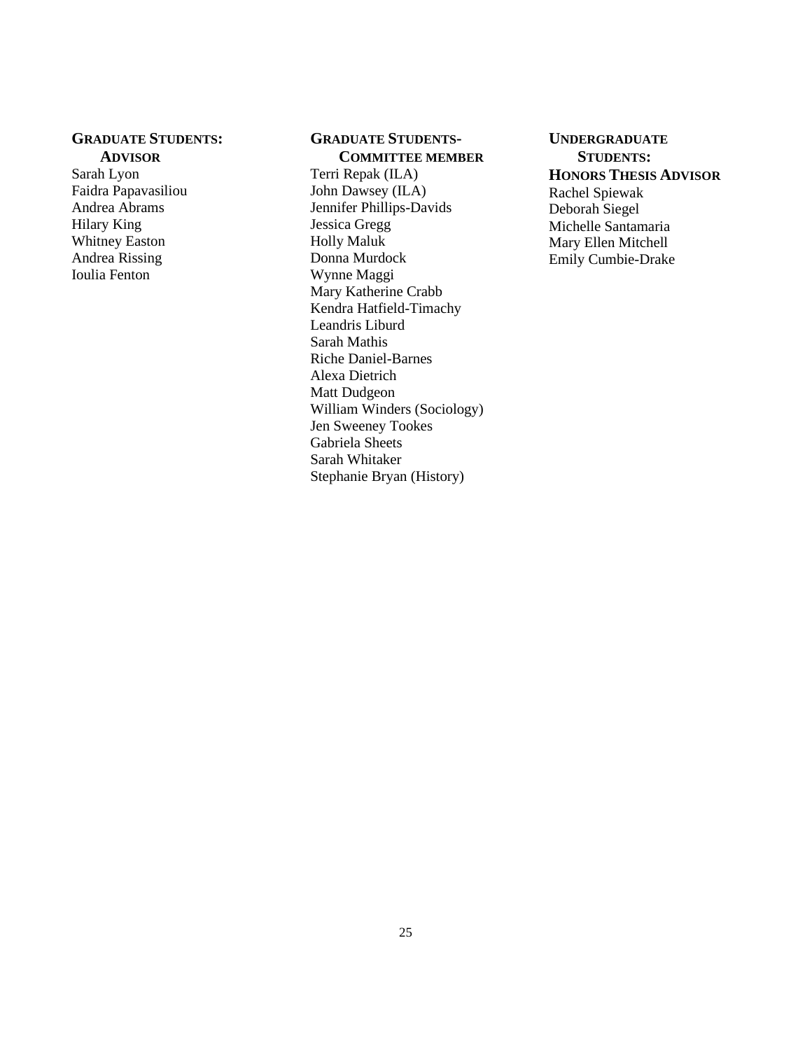**GRADUATE STUDENTS: ADVISOR**

Sarah Lyon
Faidra Papavasiliou
Andrea Abrams
Hilary King
Whitney Easton
Andrea Rissing
Ioulia Fenton

**GRADUATE STUDENTS-COMMITTEE MEMBER**

Terri Repak (ILA)
John Dawsey (ILA)
Jennifer Phillips-Davids
Jessica Gregg
Holly Maluk
Donna Murdock
Wynne Maggi
Mary Katherine Crabb
Kendra Hatfield-Timachy
Leandris Liburd
Sarah Mathis
Riche Daniel-Barnes
Alexa Dietrich
Matt Dudgeon
William Winders (Sociology)
Jen Sweeney Tookes
Gabriela Sheets
Sarah Whitaker
Stephanie Bryan (History)

**UNDERGRADUATE STUDENTS: HONORS THESIS ADVISOR**

Rachel Spiewak
Deborah Siegel
Michelle Santamaria
Mary Ellen Mitchell
Emily Cumbie-Drake